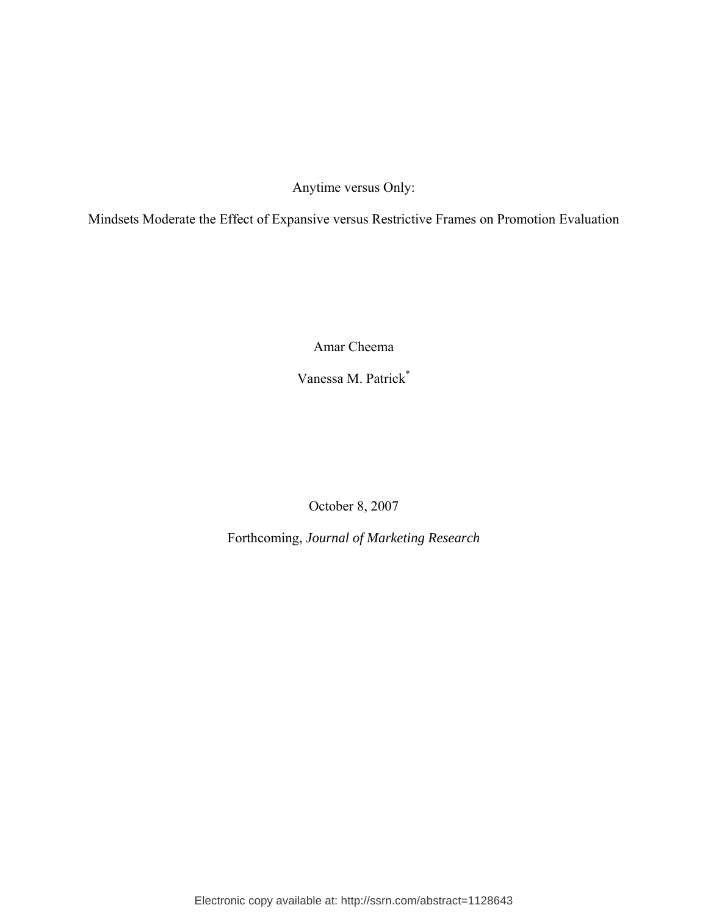# Anytime versus Only:

## Mindsets Moderate the Effect of Expansive versus Restrictive Frames on Promotion Evaluation

Amar Cheema

Vanessa M. Patrick[*]

October 8, 2007

Forthcoming, *Journal of Marketing Research*

Electronic copy available at: http://ssrn.com/abstract=1128643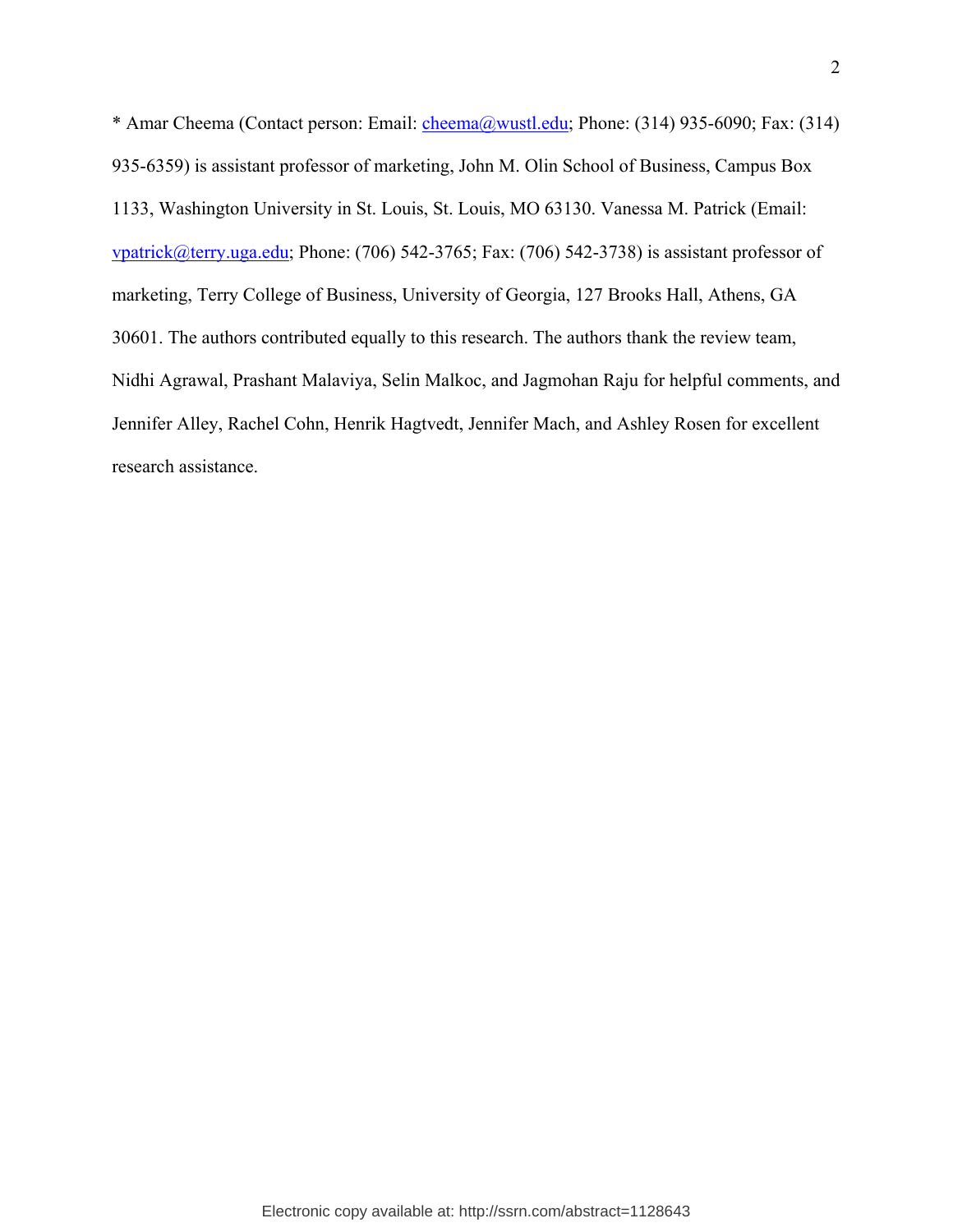* Amar Cheema (Contact person: Email: cheema@wustl.edu; Phone: (314) 935-6090; Fax: (314) 935-6359) is assistant professor of marketing, John M. Olin School of Business, Campus Box 1133, Washington University in St. Louis, St. Louis, MO 63130. Vanessa M. Patrick (Email: vpatrick@terry.uga.edu; Phone: (706) 542-3765; Fax: (706) 542-3738) is assistant professor of marketing, Terry College of Business, University of Georgia, 127 Brooks Hall, Athens, GA 30601. The authors contributed equally to this research. The authors thank the review team, Nidhi Agrawal, Prashant Malaviya, Selin Malkoc, and Jagmohan Raju for helpful comments, and Jennifer Alley, Rachel Cohn, Henrik Hagtvedt, Jennifer Mach, and Ashley Rosen for excellent research assistance.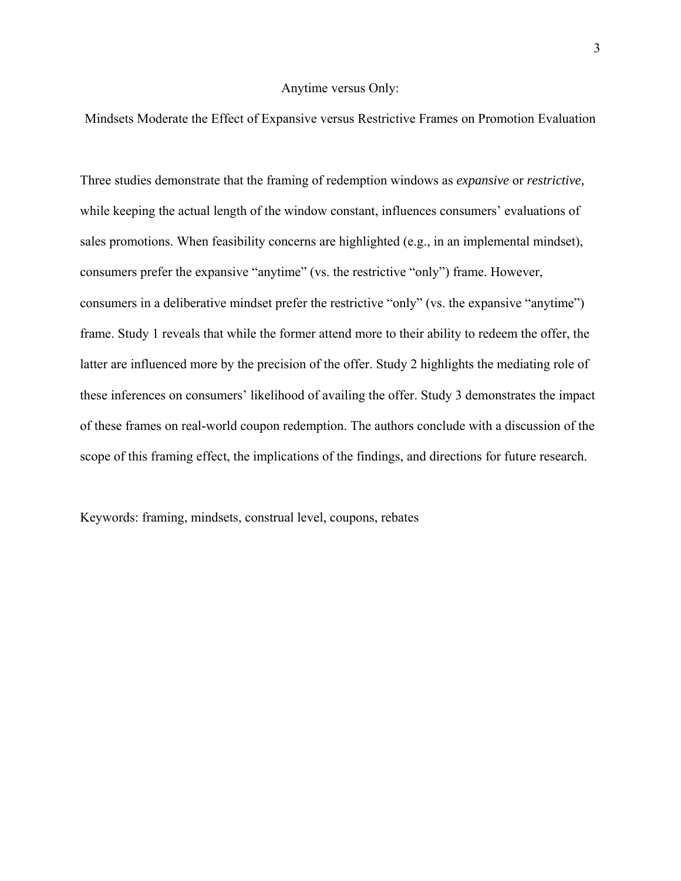# Anytime versus Only:

## Mindsets Moderate the Effect of Expansive versus Restrictive Frames on Promotion Evaluation

Three studies demonstrate that the framing of redemption windows as *expansive* or *restrictive,* while keeping the actual length of the window constant, influences consumers' evaluations of sales promotions. When feasibility concerns are highlighted (e.g., in an implemental mindset), consumers prefer the expansive "anytime" (vs. the restrictive "only") frame. However, consumers in a deliberative mindset prefer the restrictive "only" (vs. the expansive "anytime") frame. Study 1 reveals that while the former attend more to their ability to redeem the offer, the latter are influenced more by the precision of the offer. Study 2 highlights the mediating role of these inferences on consumers' likelihood of availing the offer. Study 3 demonstrates the impact of these frames on real-world coupon redemption. The authors conclude with a discussion of the scope of this framing effect, the implications of the findings, and directions for future research.

Keywords: framing, mindsets, construal level, coupons, rebates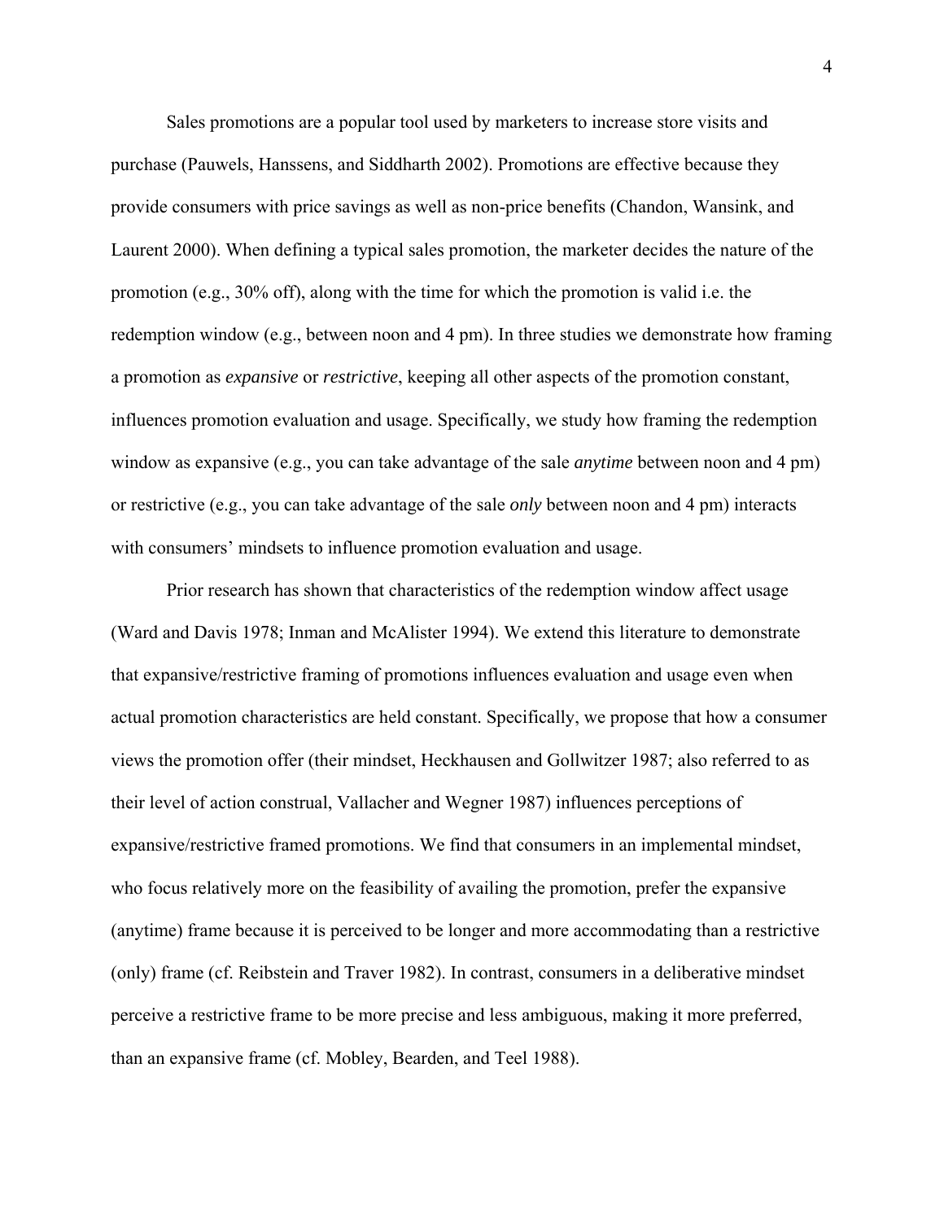Sales promotions are a popular tool used by marketers to increase store visits and purchase (Pauwels, Hanssens, and Siddharth 2002). Promotions are effective because they provide consumers with price savings as well as non-price benefits (Chandon, Wansink, and Laurent 2000). When defining a typical sales promotion, the marketer decides the nature of the promotion (e.g., 30% off), along with the time for which the promotion is valid i.e. the redemption window (e.g., between noon and 4 pm). In three studies we demonstrate how framing a promotion as *expansive* or *restrictive*, keeping all other aspects of the promotion constant, influences promotion evaluation and usage. Specifically, we study how framing the redemption window as expansive (e.g., you can take advantage of the sale *anytime* between noon and 4 pm) or restrictive (e.g., you can take advantage of the sale *only* between noon and 4 pm) interacts with consumers' mindsets to influence promotion evaluation and usage.

Prior research has shown that characteristics of the redemption window affect usage (Ward and Davis 1978; Inman and McAlister 1994). We extend this literature to demonstrate that expansive/restrictive framing of promotions influences evaluation and usage even when actual promotion characteristics are held constant. Specifically, we propose that how a consumer views the promotion offer (their mindset, Heckhausen and Gollwitzer 1987; also referred to as their level of action construal, Vallacher and Wegner 1987) influences perceptions of expansive/restrictive framed promotions. We find that consumers in an implemental mindset, who focus relatively more on the feasibility of availing the promotion, prefer the expansive (anytime) frame because it is perceived to be longer and more accommodating than a restrictive (only) frame (cf. Reibstein and Traver 1982). In contrast, consumers in a deliberative mindset perceive a restrictive frame to be more precise and less ambiguous, making it more preferred, than an expansive frame (cf. Mobley, Bearden, and Teel 1988).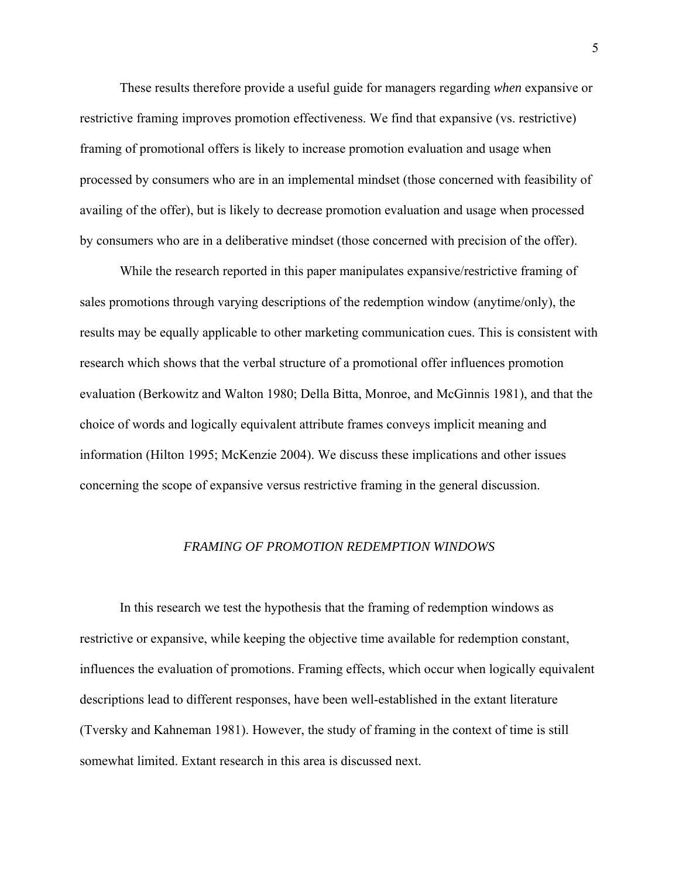These results therefore provide a useful guide for managers regarding *when* expansive or restrictive framing improves promotion effectiveness. We find that expansive (vs. restrictive) framing of promotional offers is likely to increase promotion evaluation and usage when processed by consumers who are in an implemental mindset (those concerned with feasibility of availing of the offer), but is likely to decrease promotion evaluation and usage when processed by consumers who are in a deliberative mindset (those concerned with precision of the offer).

While the research reported in this paper manipulates expansive/restrictive framing of sales promotions through varying descriptions of the redemption window (anytime/only), the results may be equally applicable to other marketing communication cues. This is consistent with research which shows that the verbal structure of a promotional offer influences promotion evaluation (Berkowitz and Walton 1980; Della Bitta, Monroe, and McGinnis 1981), and that the choice of words and logically equivalent attribute frames conveys implicit meaning and information (Hilton 1995; McKenzie 2004). We discuss these implications and other issues concerning the scope of expansive versus restrictive framing in the general discussion.

## *FRAMING OF PROMOTION REDEMPTION WINDOWS*

In this research we test the hypothesis that the framing of redemption windows as restrictive or expansive, while keeping the objective time available for redemption constant, influences the evaluation of promotions. Framing effects, which occur when logically equivalent descriptions lead to different responses, have been well-established in the extant literature (Tversky and Kahneman 1981). However, the study of framing in the context of time is still somewhat limited. Extant research in this area is discussed next.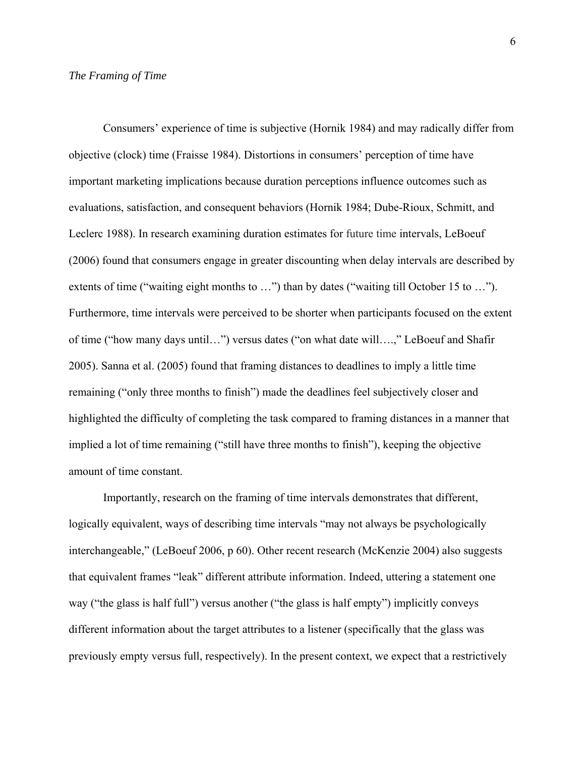*The Framing of Time*

Consumers' experience of time is subjective (Hornik 1984) and may radically differ from objective (clock) time (Fraisse 1984). Distortions in consumers' perception of time have important marketing implications because duration perceptions influence outcomes such as evaluations, satisfaction, and consequent behaviors (Hornik 1984; Dube-Rioux, Schmitt, and Leclerc 1988). In research examining duration estimates for future time intervals, LeBoeuf (2006) found that consumers engage in greater discounting when delay intervals are described by extents of time ("waiting eight months to …") than by dates ("waiting till October 15 to …"). Furthermore, time intervals were perceived to be shorter when participants focused on the extent of time ("how many days until…") versus dates ("on what date will….," LeBoeuf and Shafir 2005). Sanna et al. (2005) found that framing distances to deadlines to imply a little time remaining ("only three months to finish") made the deadlines feel subjectively closer and highlighted the difficulty of completing the task compared to framing distances in a manner that implied a lot of time remaining ("still have three months to finish"), keeping the objective amount of time constant.

Importantly, research on the framing of time intervals demonstrates that different, logically equivalent, ways of describing time intervals "may not always be psychologically interchangeable," (LeBoeuf 2006, p 60). Other recent research (McKenzie 2004) also suggests that equivalent frames "leak" different attribute information. Indeed, uttering a statement one way ("the glass is half full") versus another ("the glass is half empty") implicitly conveys different information about the target attributes to a listener (specifically that the glass was previously empty versus full, respectively). In the present context, we expect that a restrictively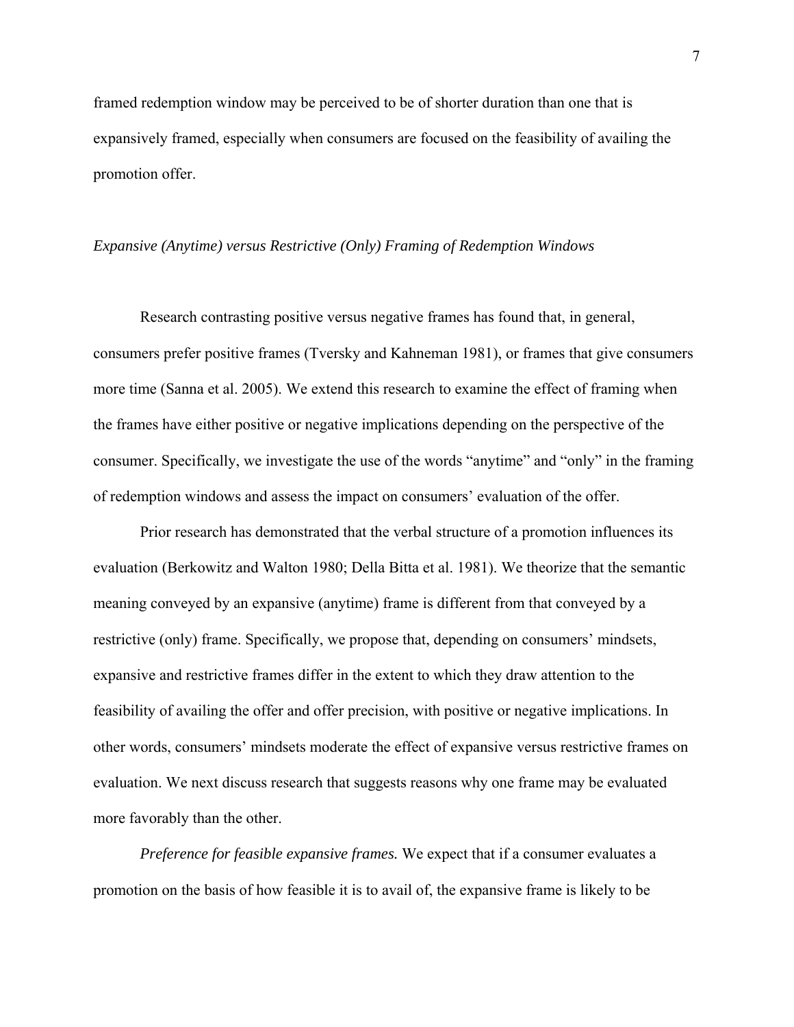framed redemption window may be perceived to be of shorter duration than one that is expansively framed, especially when consumers are focused on the feasibility of availing the promotion offer.

### *Expansive (Anytime) versus Restrictive (Only) Framing of Redemption Windows*

Research contrasting positive versus negative frames has found that, in general, consumers prefer positive frames (Tversky and Kahneman 1981), or frames that give consumers more time (Sanna et al. 2005). We extend this research to examine the effect of framing when the frames have either positive or negative implications depending on the perspective of the consumer. Specifically, we investigate the use of the words "anytime" and "only" in the framing of redemption windows and assess the impact on consumers' evaluation of the offer.

Prior research has demonstrated that the verbal structure of a promotion influences its evaluation (Berkowitz and Walton 1980; Della Bitta et al. 1981). We theorize that the semantic meaning conveyed by an expansive (anytime) frame is different from that conveyed by a restrictive (only) frame. Specifically, we propose that, depending on consumers' mindsets, expansive and restrictive frames differ in the extent to which they draw attention to the feasibility of availing the offer and offer precision, with positive or negative implications. In other words, consumers' mindsets moderate the effect of expansive versus restrictive frames on evaluation. We next discuss research that suggests reasons why one frame may be evaluated more favorably than the other.

*Preference for feasible expansive frames.* We expect that if a consumer evaluates a promotion on the basis of how feasible it is to avail of, the expansive frame is likely to be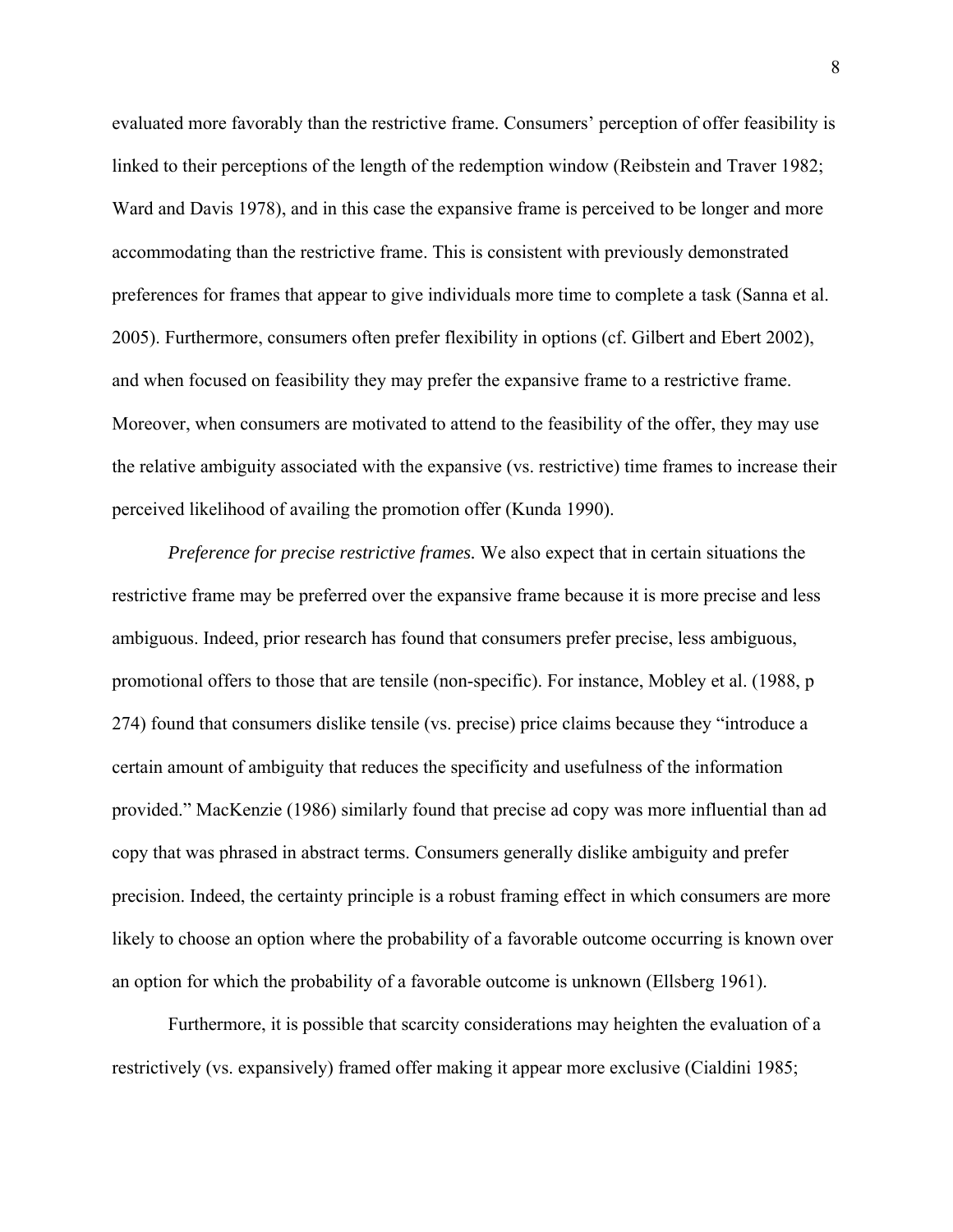evaluated more favorably than the restrictive frame. Consumers' perception of offer feasibility is linked to their perceptions of the length of the redemption window (Reibstein and Traver 1982; Ward and Davis 1978), and in this case the expansive frame is perceived to be longer and more accommodating than the restrictive frame. This is consistent with previously demonstrated preferences for frames that appear to give individuals more time to complete a task (Sanna et al. 2005). Furthermore, consumers often prefer flexibility in options (cf. Gilbert and Ebert 2002), and when focused on feasibility they may prefer the expansive frame to a restrictive frame. Moreover, when consumers are motivated to attend to the feasibility of the offer, they may use the relative ambiguity associated with the expansive (vs. restrictive) time frames to increase their perceived likelihood of availing the promotion offer (Kunda 1990).

*Preference for precise restrictive frames.* We also expect that in certain situations the restrictive frame may be preferred over the expansive frame because it is more precise and less ambiguous. Indeed, prior research has found that consumers prefer precise, less ambiguous, promotional offers to those that are tensile (non-specific). For instance, Mobley et al. (1988, p 274) found that consumers dislike tensile (vs. precise) price claims because they "introduce a certain amount of ambiguity that reduces the specificity and usefulness of the information provided." MacKenzie (1986) similarly found that precise ad copy was more influential than ad copy that was phrased in abstract terms. Consumers generally dislike ambiguity and prefer precision. Indeed, the certainty principle is a robust framing effect in which consumers are more likely to choose an option where the probability of a favorable outcome occurring is known over an option for which the probability of a favorable outcome is unknown (Ellsberg 1961).

Furthermore, it is possible that scarcity considerations may heighten the evaluation of a restrictively (vs. expansively) framed offer making it appear more exclusive (Cialdini 1985;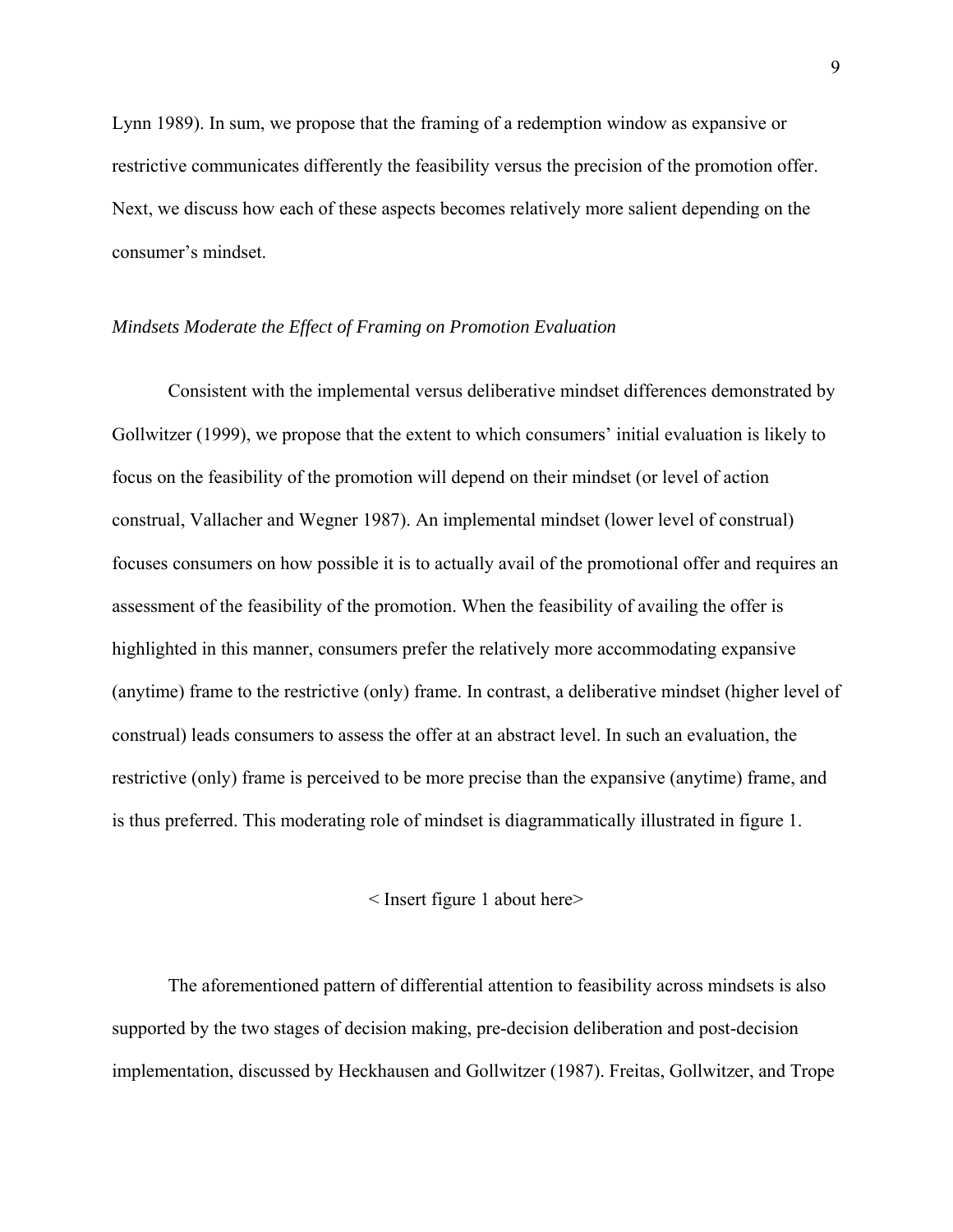Lynn 1989). In sum, we propose that the framing of a redemption window as expansive or restrictive communicates differently the feasibility versus the precision of the promotion offer. Next, we discuss how each of these aspects becomes relatively more salient depending on the consumer's mindset.

*Mindsets Moderate the Effect of Framing on Promotion Evaluation*

Consistent with the implemental versus deliberative mindset differences demonstrated by Gollwitzer (1999), we propose that the extent to which consumers' initial evaluation is likely to focus on the feasibility of the promotion will depend on their mindset (or level of action construal, Vallacher and Wegner 1987). An implemental mindset (lower level of construal) focuses consumers on how possible it is to actually avail of the promotional offer and requires an assessment of the feasibility of the promotion. When the feasibility of availing the offer is highlighted in this manner, consumers prefer the relatively more accommodating expansive (anytime) frame to the restrictive (only) frame. In contrast, a deliberative mindset (higher level of construal) leads consumers to assess the offer at an abstract level. In such an evaluation, the restrictive (only) frame is perceived to be more precise than the expansive (anytime) frame, and is thus preferred. This moderating role of mindset is diagrammatically illustrated in figure 1.

< Insert figure 1 about here>

The aforementioned pattern of differential attention to feasibility across mindsets is also supported by the two stages of decision making, pre-decision deliberation and post-decision implementation, discussed by Heckhausen and Gollwitzer (1987). Freitas, Gollwitzer, and Trope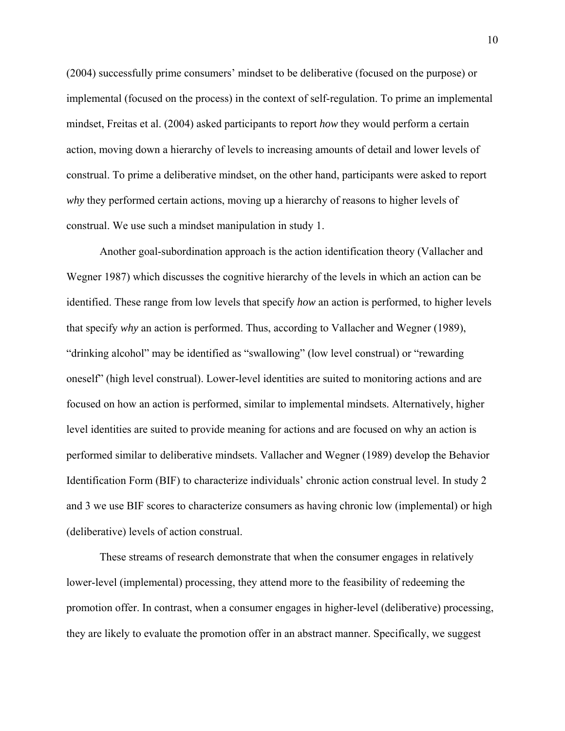(2004) successfully prime consumers' mindset to be deliberative (focused on the purpose) or implemental (focused on the process) in the context of self-regulation. To prime an implemental mindset, Freitas et al. (2004) asked participants to report *how* they would perform a certain action, moving down a hierarchy of levels to increasing amounts of detail and lower levels of construal. To prime a deliberative mindset, on the other hand, participants were asked to report *why* they performed certain actions, moving up a hierarchy of reasons to higher levels of construal. We use such a mindset manipulation in study 1.

Another goal-subordination approach is the action identification theory (Vallacher and Wegner 1987) which discusses the cognitive hierarchy of the levels in which an action can be identified. These range from low levels that specify *how* an action is performed, to higher levels that specify *why* an action is performed. Thus, according to Vallacher and Wegner (1989), "drinking alcohol" may be identified as "swallowing" (low level construal) or "rewarding oneself" (high level construal). Lower-level identities are suited to monitoring actions and are focused on how an action is performed, similar to implemental mindsets. Alternatively, higher level identities are suited to provide meaning for actions and are focused on why an action is performed similar to deliberative mindsets. Vallacher and Wegner (1989) develop the Behavior Identification Form (BIF) to characterize individuals' chronic action construal level. In study 2 and 3 we use BIF scores to characterize consumers as having chronic low (implemental) or high (deliberative) levels of action construal.

These streams of research demonstrate that when the consumer engages in relatively lower-level (implemental) processing, they attend more to the feasibility of redeeming the promotion offer. In contrast, when a consumer engages in higher-level (deliberative) processing, they are likely to evaluate the promotion offer in an abstract manner. Specifically, we suggest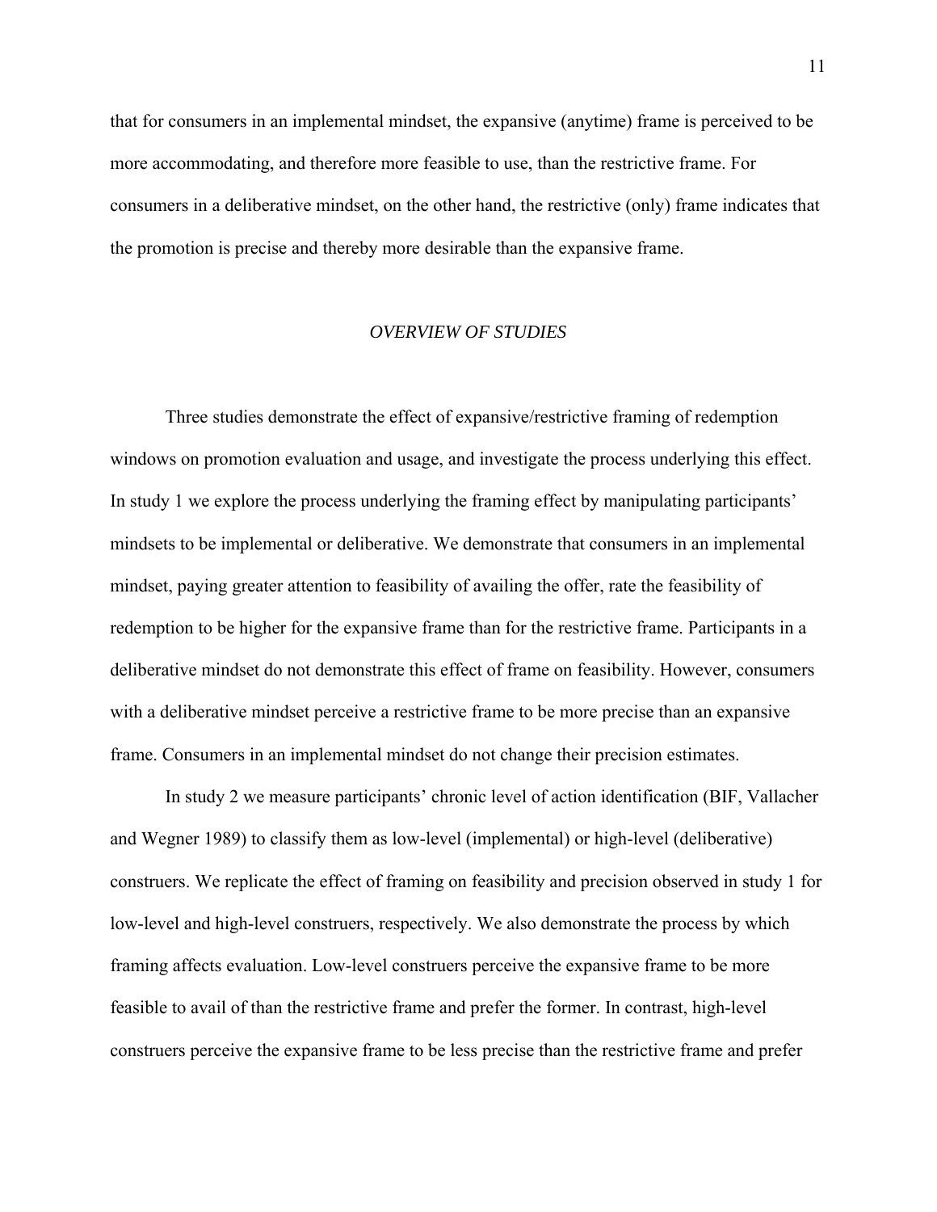that for consumers in an implemental mindset, the expansive (anytime) frame is perceived to be more accommodating, and therefore more feasible to use, than the restrictive frame. For consumers in a deliberative mindset, on the other hand, the restrictive (only) frame indicates that the promotion is precise and thereby more desirable than the expansive frame.

## *OVERVIEW OF STUDIES*

Three studies demonstrate the effect of expansive/restrictive framing of redemption windows on promotion evaluation and usage, and investigate the process underlying this effect. In study 1 we explore the process underlying the framing effect by manipulating participants' mindsets to be implemental or deliberative. We demonstrate that consumers in an implemental mindset, paying greater attention to feasibility of availing the offer, rate the feasibility of redemption to be higher for the expansive frame than for the restrictive frame. Participants in a deliberative mindset do not demonstrate this effect of frame on feasibility. However, consumers with a deliberative mindset perceive a restrictive frame to be more precise than an expansive frame. Consumers in an implemental mindset do not change their precision estimates.

In study 2 we measure participants' chronic level of action identification (BIF, Vallacher and Wegner 1989) to classify them as low-level (implemental) or high-level (deliberative) construers. We replicate the effect of framing on feasibility and precision observed in study 1 for low-level and high-level construers, respectively. We also demonstrate the process by which framing affects evaluation. Low-level construers perceive the expansive frame to be more feasible to avail of than the restrictive frame and prefer the former. In contrast, high-level construers perceive the expansive frame to be less precise than the restrictive frame and prefer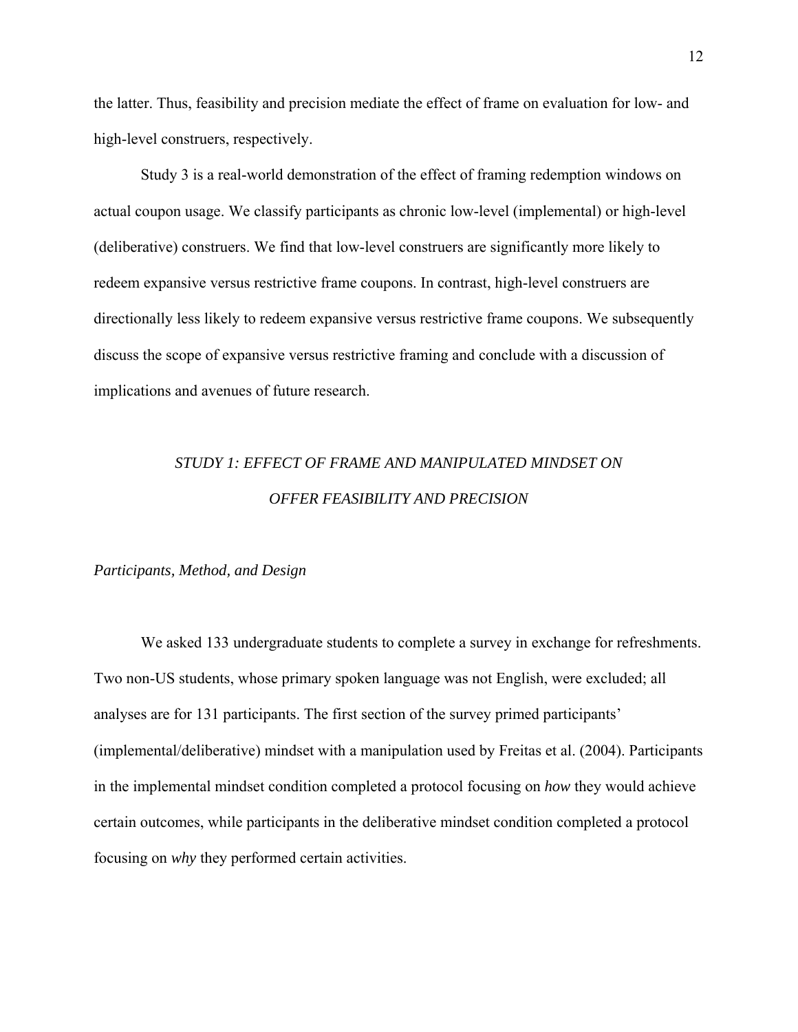the latter. Thus, feasibility and precision mediate the effect of frame on evaluation for low- and high-level construers, respectively.

Study 3 is a real-world demonstration of the effect of framing redemption windows on actual coupon usage. We classify participants as chronic low-level (implemental) or high-level (deliberative) construers. We find that low-level construers are significantly more likely to redeem expansive versus restrictive frame coupons. In contrast, high-level construers are directionally less likely to redeem expansive versus restrictive frame coupons. We subsequently discuss the scope of expansive versus restrictive framing and conclude with a discussion of implications and avenues of future research.

## *STUDY 1: EFFECT OF FRAME AND MANIPULATED MINDSET ON OFFER FEASIBILITY AND PRECISION*

### *Participants, Method, and Design*

We asked 133 undergraduate students to complete a survey in exchange for refreshments. Two non-US students, whose primary spoken language was not English, were excluded; all analyses are for 131 participants. The first section of the survey primed participants' (implemental/deliberative) mindset with a manipulation used by Freitas et al. (2004). Participants in the implemental mindset condition completed a protocol focusing on *how* they would achieve certain outcomes, while participants in the deliberative mindset condition completed a protocol focusing on *why* they performed certain activities.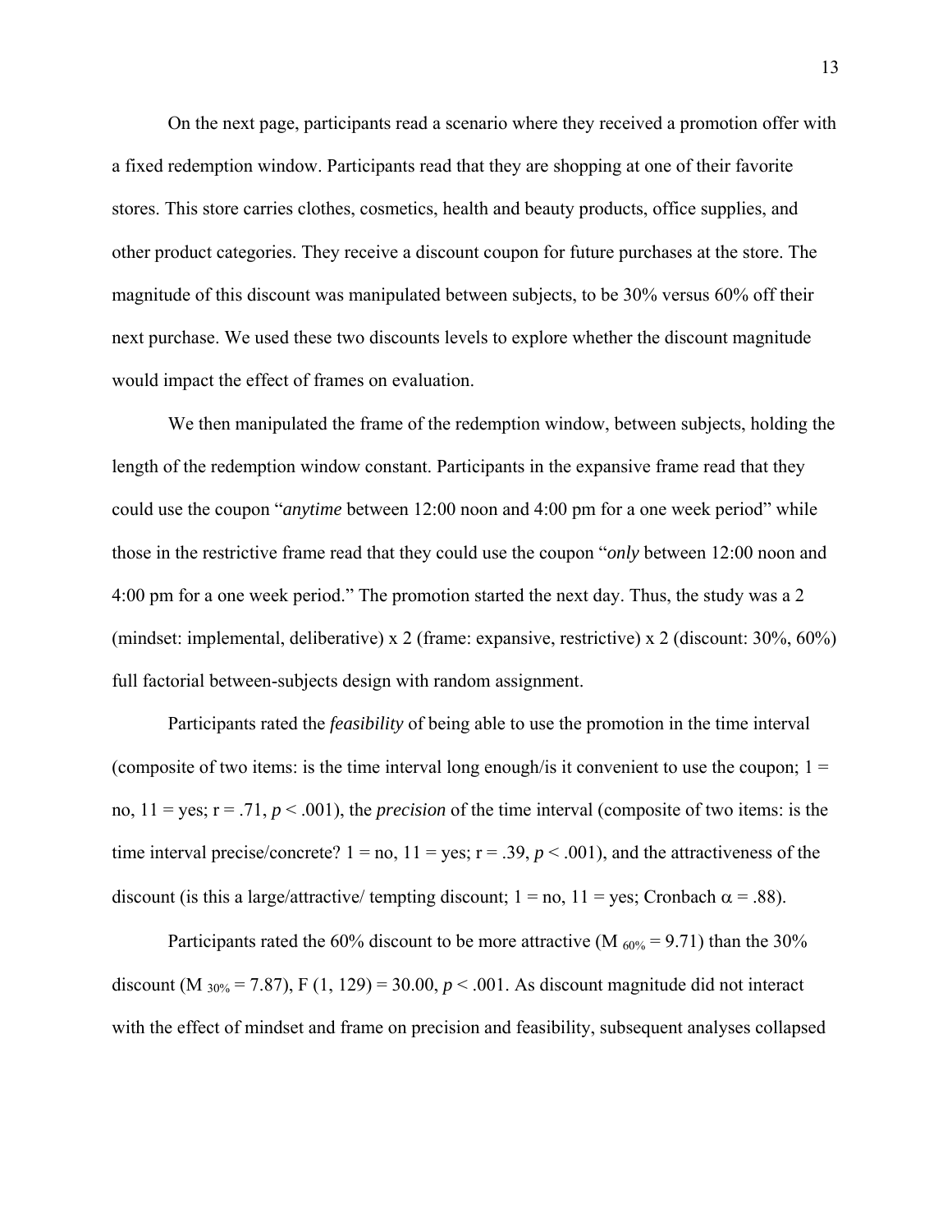On the next page, participants read a scenario where they received a promotion offer with a fixed redemption window. Participants read that they are shopping at one of their favorite stores. This store carries clothes, cosmetics, health and beauty products, office supplies, and other product categories. They receive a discount coupon for future purchases at the store. The magnitude of this discount was manipulated between subjects, to be 30% versus 60% off their next purchase. We used these two discounts levels to explore whether the discount magnitude would impact the effect of frames on evaluation.

We then manipulated the frame of the redemption window, between subjects, holding the length of the redemption window constant. Participants in the expansive frame read that they could use the coupon "*anytime* between 12:00 noon and 4:00 pm for a one week period" while those in the restrictive frame read that they could use the coupon "*only* between 12:00 noon and 4:00 pm for a one week period." The promotion started the next day. Thus, the study was a 2 (mindset: implemental, deliberative) x 2 (frame: expansive, restrictive) x 2 (discount: 30%, 60%) full factorial between-subjects design with random assignment.

Participants rated the *feasibility* of being able to use the promotion in the time interval (composite of two items: is the time interval long enough/is it convenient to use the coupon; 1 = no, 11 = yes; r = .71, $p < .001$), the *precision* of the time interval (composite of two items: is the time interval precise/concrete? 1 = no, 11 = yes; r = .39, $p < .001$), and the attractiveness of the discount (is this a large/attractive/ tempting discount; 1 = no, 11 = yes; Cronbach $\alpha = .88$).

Participants rated the 60% discount to be more attractive ($M_{60\%} = 9.71$) than the 30% discount ($M_{30\%} = 7.87$), $F(1, 129) = 30.00$, $p < .001$. As discount magnitude did not interact with the effect of mindset and frame on precision and feasibility, subsequent analyses collapsed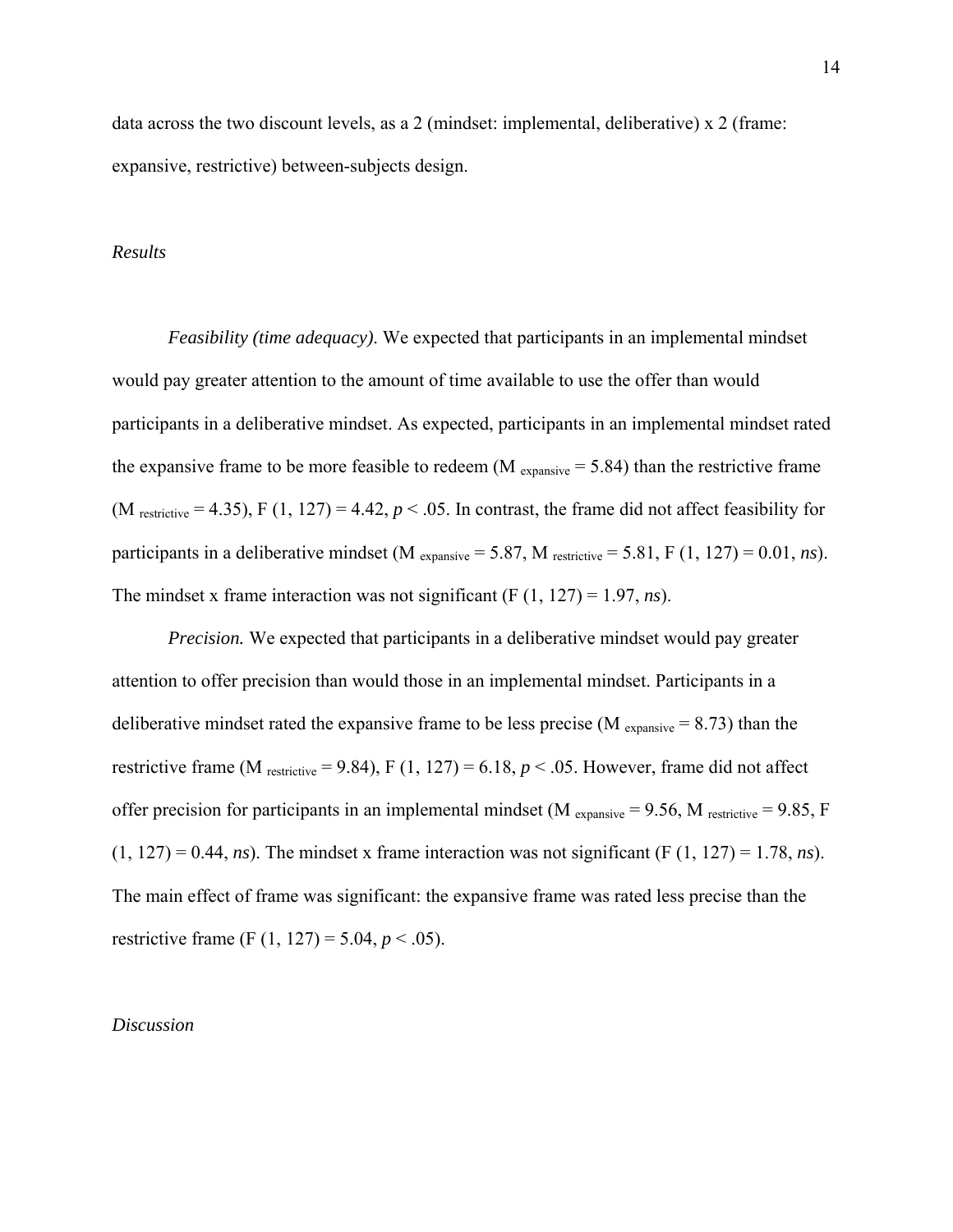data across the two discount levels, as a 2 (mindset: implemental, deliberative) x 2 (frame: expansive, restrictive) between-subjects design.

*Results*

*Feasibility (time adequacy)*. We expected that participants in an implemental mindset would pay greater attention to the amount of time available to use the offer than would participants in a deliberative mindset. As expected, participants in an implemental mindset rated the expansive frame to be more feasible to redeem ($M_{expansive} = 5.84$) than the restrictive frame ($M_{restrictive} = 4.35$), $F(1, 127) = 4.42$, $p < .05$. In contrast, the frame did not affect feasibility for participants in a deliberative mindset ($M_{expansive} = 5.87$, $M_{restrictive} = 5.81$, $F(1, 127) = 0.01$, *ns*). The mindset x frame interaction was not significant ($F(1, 127) = 1.97$, *ns*).

*Precision.* We expected that participants in a deliberative mindset would pay greater attention to offer precision than would those in an implemental mindset. Participants in a deliberative mindset rated the expansive frame to be less precise ($M_{expansive} = 8.73$) than the restrictive frame ($M_{restrictive} = 9.84$), $F(1, 127) = 6.18$, $p < .05$. However, frame did not affect offer precision for participants in an implemental mindset ($M_{expansive} = 9.56$, $M_{restrictive} = 9.85$, $F(1, 127) = 0.44$, *ns*). The mindset x frame interaction was not significant ($F(1, 127) = 1.78$, *ns*). The main effect of frame was significant: the expansive frame was rated less precise than the restrictive frame ($F(1, 127) = 5.04$, $p < .05$).

*Discussion*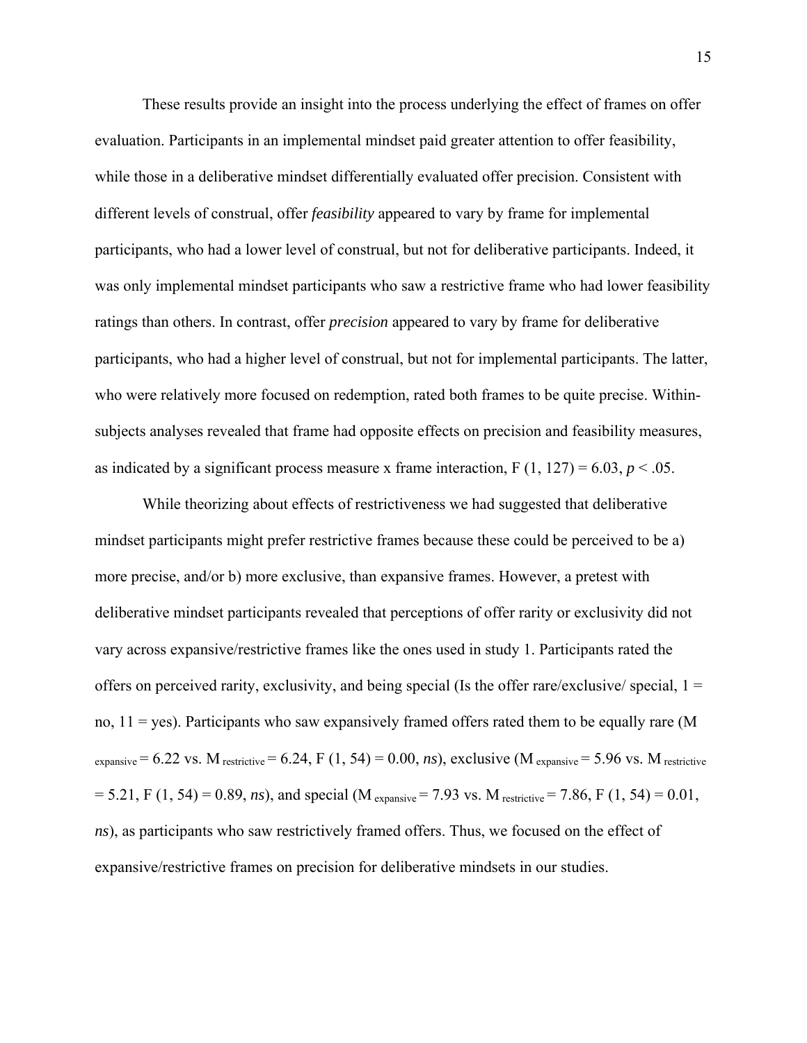These results provide an insight into the process underlying the effect of frames on offer evaluation. Participants in an implemental mindset paid greater attention to offer feasibility, while those in a deliberative mindset differentially evaluated offer precision. Consistent with different levels of construal, offer *feasibility* appeared to vary by frame for implemental participants, who had a lower level of construal, but not for deliberative participants. Indeed, it was only implemental mindset participants who saw a restrictive frame who had lower feasibility ratings than others. In contrast, offer *precision* appeared to vary by frame for deliberative participants, who had a higher level of construal, but not for implemental participants. The latter, who were relatively more focused on redemption, rated both frames to be quite precise. Within-subjects analyses revealed that frame had opposite effects on precision and feasibility measures, as indicated by a significant process measure x frame interaction, $F(1, 127) = 6.03$, $p < .05$.

While theorizing about effects of restrictiveness we had suggested that deliberative mindset participants might prefer restrictive frames because these could be perceived to be a) more precise, and/or b) more exclusive, than expansive frames. However, a pretest with deliberative mindset participants revealed that perceptions of offer rarity or exclusivity did not vary across expansive/restrictive frames like the ones used in study 1. Participants rated the offers on perceived rarity, exclusivity, and being special (Is the offer rare/exclusive/ special, 1 = no, 11 = yes). Participants who saw expansively framed offers rated them to be equally rare ($M_{expansive} = 6.22$ vs. $M_{restrictive} = 6.24$, $F(1, 54) = 0.00$, *ns*), exclusive ($M_{expansive} = 5.96$ vs. $M_{restrictive} = 5.21$, $F(1, 54) = 0.89$, *ns*), and special ($M_{expansive} = 7.93$ vs. $M_{restrictive} = 7.86$, $F(1, 54) = 0.01$, *ns*), as participants who saw restrictively framed offers. Thus, we focused on the effect of expansive/restrictive frames on precision for deliberative mindsets in our studies.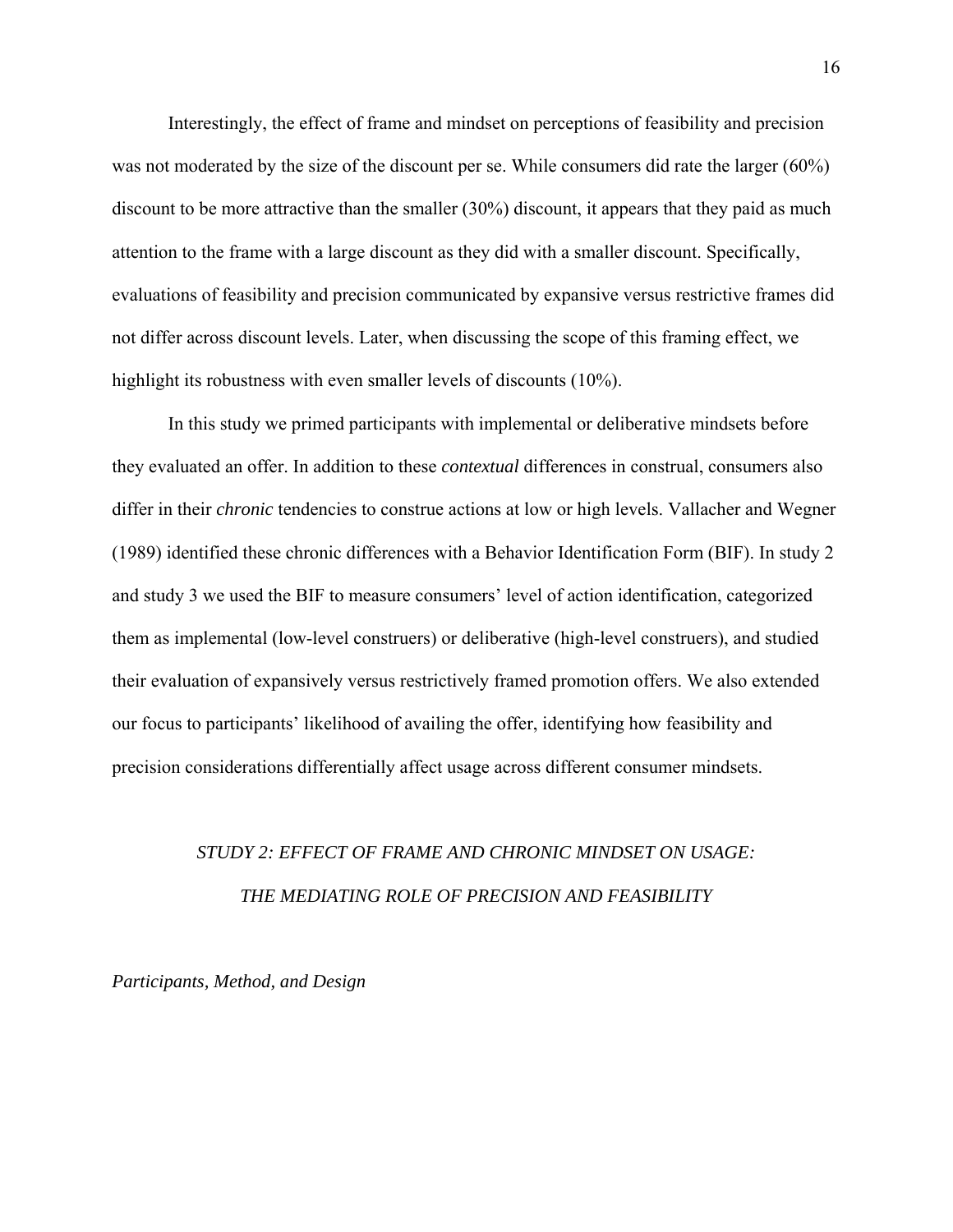Interestingly, the effect of frame and mindset on perceptions of feasibility and precision was not moderated by the size of the discount per se. While consumers did rate the larger (60%) discount to be more attractive than the smaller (30%) discount, it appears that they paid as much attention to the frame with a large discount as they did with a smaller discount. Specifically, evaluations of feasibility and precision communicated by expansive versus restrictive frames did not differ across discount levels. Later, when discussing the scope of this framing effect, we highlight its robustness with even smaller levels of discounts (10%).

In this study we primed participants with implemental or deliberative mindsets before they evaluated an offer. In addition to these *contextual* differences in construal, consumers also differ in their *chronic* tendencies to construe actions at low or high levels. Vallacher and Wegner (1989) identified these chronic differences with a Behavior Identification Form (BIF). In study 2 and study 3 we used the BIF to measure consumers' level of action identification, categorized them as implemental (low-level construers) or deliberative (high-level construers), and studied their evaluation of expansively versus restrictively framed promotion offers. We also extended our focus to participants' likelihood of availing the offer, identifying how feasibility and precision considerations differentially affect usage across different consumer mindsets.

## *STUDY 2: EFFECT OF FRAME AND CHRONIC MINDSET ON USAGE: THE MEDIATING ROLE OF PRECISION AND FEASIBILITY*

### *Participants, Method, and Design*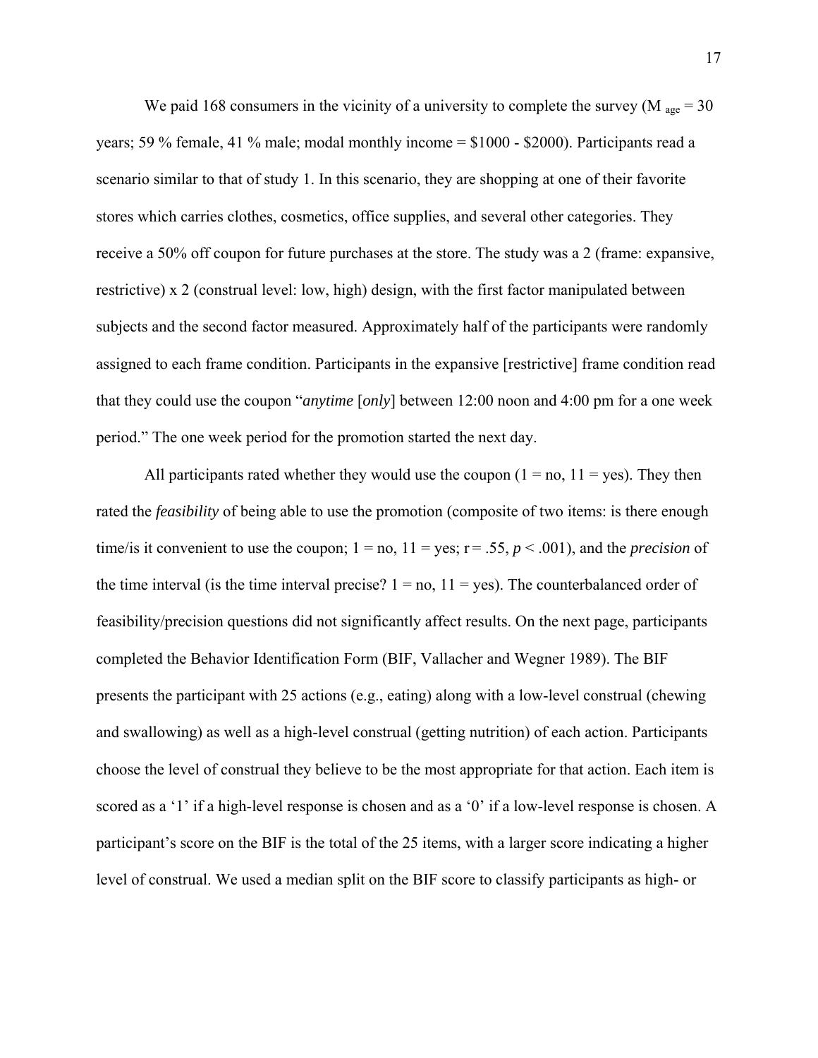We paid 168 consumers in the vicinity of a university to complete the survey ($M_{age} = 30$ years; 59 % female, 41 % male; modal monthly income = \$1000 - \$2000). Participants read a scenario similar to that of study 1. In this scenario, they are shopping at one of their favorite stores which carries clothes, cosmetics, office supplies, and several other categories. They receive a 50% off coupon for future purchases at the store. The study was a 2 (frame: expansive, restrictive) x 2 (construal level: low, high) design, with the first factor manipulated between subjects and the second factor measured. Approximately half of the participants were randomly assigned to each frame condition. Participants in the expansive [restrictive] frame condition read that they could use the coupon "*anytime* [*only*] between 12:00 noon and 4:00 pm for a one week period." The one week period for the promotion started the next day.

All participants rated whether they would use the coupon (1 = no, 11 = yes). They then rated the *feasibility* of being able to use the promotion (composite of two items: is there enough time/is it convenient to use the coupon; 1 = no, 11 = yes; $r = .55$, $p < .001$), and the *precision* of the time interval (is the time interval precise? 1 = no, 11 = yes). The counterbalanced order of feasibility/precision questions did not significantly affect results. On the next page, participants completed the Behavior Identification Form (BIF, Vallacher and Wegner 1989). The BIF presents the participant with 25 actions (e.g., eating) along with a low-level construal (chewing and swallowing) as well as a high-level construal (getting nutrition) of each action. Participants choose the level of construal they believe to be the most appropriate for that action. Each item is scored as a '1' if a high-level response is chosen and as a '0' if a low-level response is chosen. A participant's score on the BIF is the total of the 25 items, with a larger score indicating a higher level of construal. We used a median split on the BIF score to classify participants as high- or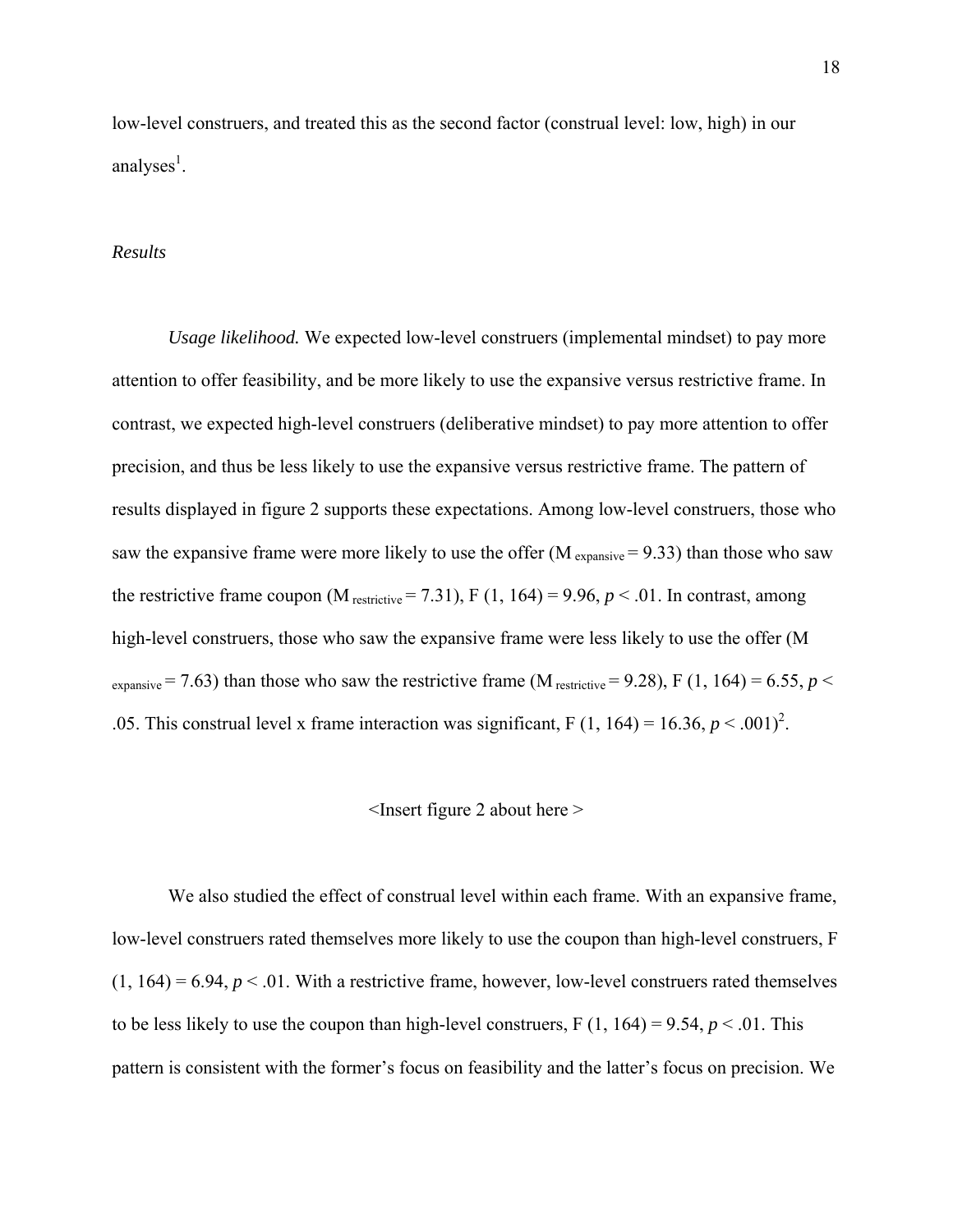low-level construers, and treated this as the second factor (construal level: low, high) in our analyses[1].

*Results*

*Usage likelihood.* We expected low-level construers (implemental mindset) to pay more attention to offer feasibility, and be more likely to use the expansive versus restrictive frame. In contrast, we expected high-level construers (deliberative mindset) to pay more attention to offer precision, and thus be less likely to use the expansive versus restrictive frame. The pattern of results displayed in figure 2 supports these expectations. Among low-level construers, those who saw the expansive frame were more likely to use the offer ($M_{expansive} = 9.33$) than those who saw the restrictive frame coupon ($M_{restrictive} = 7.31$), $F(1, 164) = 9.96$, $p < .01$. In contrast, among high-level construers, those who saw the expansive frame were less likely to use the offer ($M_{expansive} = 7.63$) than those who saw the restrictive frame ($M_{restrictive} = 9.28$), $F(1, 164) = 6.55$, $p < .05$. This construal level x frame interaction was significant, $F(1, 164) = 16.36$, $p < .001$)[2].

<Insert figure 2 about here >

We also studied the effect of construal level within each frame. With an expansive frame, low-level construers rated themselves more likely to use the coupon than high-level construers, $F(1, 164) = 6.94$, $p < .01$. With a restrictive frame, however, low-level construers rated themselves to be less likely to use the coupon than high-level construers, $F(1, 164) = 9.54$, $p < .01$. This pattern is consistent with the former's focus on feasibility and the latter's focus on precision. We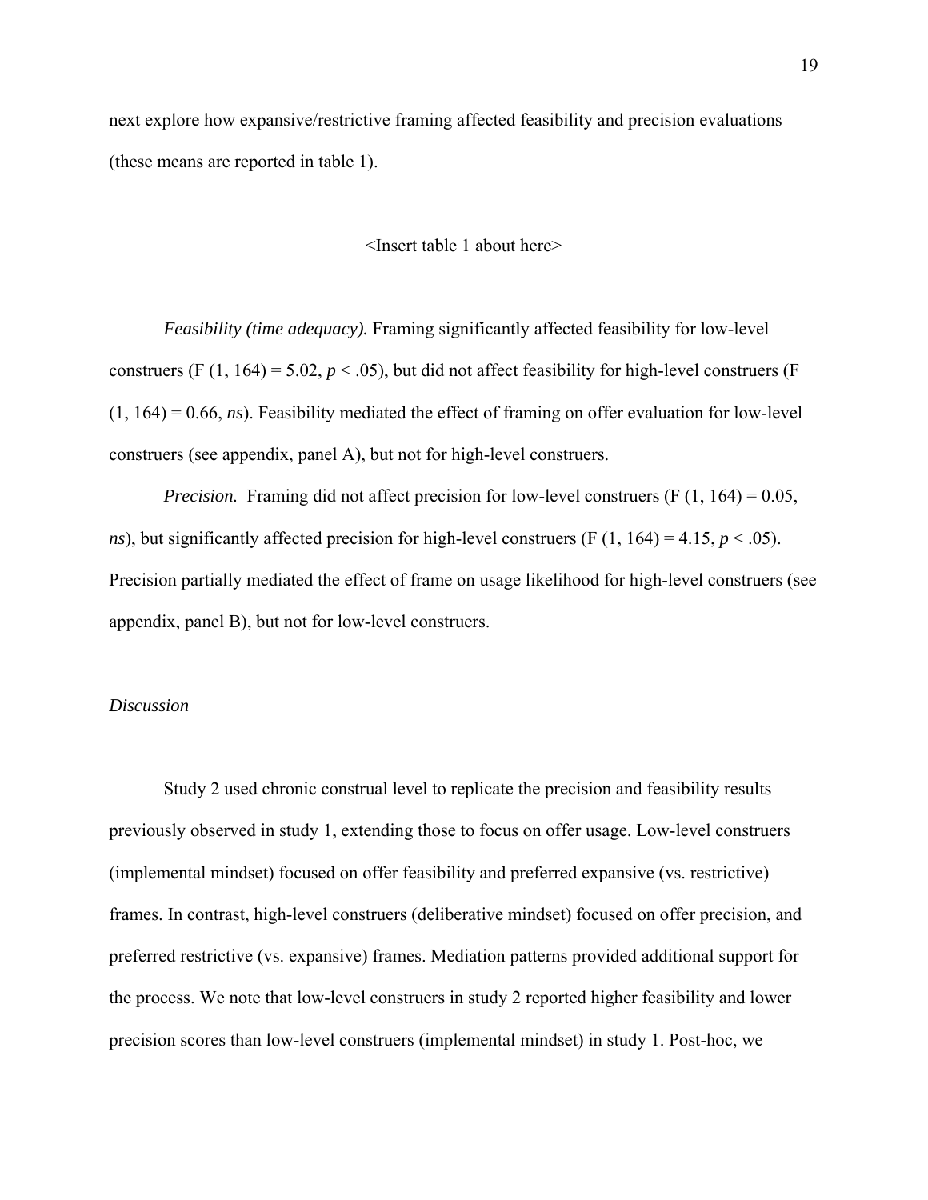next explore how expansive/restrictive framing affected feasibility and precision evaluations (these means are reported in table 1).

<Insert table 1 about here>

*Feasibility (time adequacy).* Framing significantly affected feasibility for low-level construers ($F(1, 164) = 5.02$, $p < .05$), but did not affect feasibility for high-level construers ($F(1, 164) = 0.66$, *ns*). Feasibility mediated the effect of framing on offer evaluation for low-level construers (see appendix, panel A), but not for high-level construers.

*Precision.* Framing did not affect precision for low-level construers ($F(1, 164) = 0.05$, *ns*), but significantly affected precision for high-level construers ($F(1, 164) = 4.15$, $p < .05$). Precision partially mediated the effect of frame on usage likelihood for high-level construers (see appendix, panel B), but not for low-level construers.

*Discussion*

Study 2 used chronic construal level to replicate the precision and feasibility results previously observed in study 1, extending those to focus on offer usage. Low-level construers (implemental mindset) focused on offer feasibility and preferred expansive (vs. restrictive) frames. In contrast, high-level construers (deliberative mindset) focused on offer precision, and preferred restrictive (vs. expansive) frames. Mediation patterns provided additional support for the process. We note that low-level construers in study 2 reported higher feasibility and lower precision scores than low-level construers (implemental mindset) in study 1. Post-hoc, we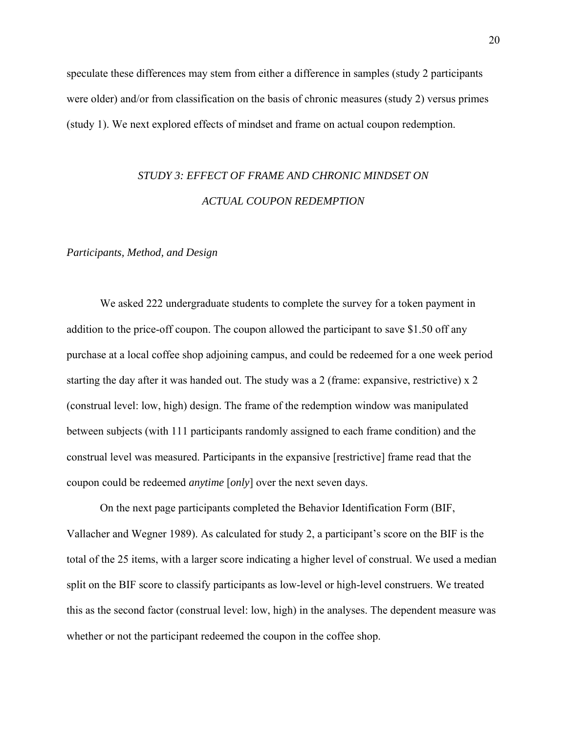speculate these differences may stem from either a difference in samples (study 2 participants were older) and/or from classification on the basis of chronic measures (study 2) versus primes (study 1). We next explored effects of mindset and frame on actual coupon redemption.

## *STUDY 3: EFFECT OF FRAME AND CHRONIC MINDSET ON ACTUAL COUPON REDEMPTION*

### *Participants, Method, and Design*

We asked 222 undergraduate students to complete the survey for a token payment in addition to the price-off coupon. The coupon allowed the participant to save $1.50 off any purchase at a local coffee shop adjoining campus, and could be redeemed for a one week period starting the day after it was handed out. The study was a 2 (frame: expansive, restrictive) x 2 (construal level: low, high) design. The frame of the redemption window was manipulated between subjects (with 111 participants randomly assigned to each frame condition) and the construal level was measured. Participants in the expansive [restrictive] frame read that the coupon could be redeemed *anytime* [*only*] over the next seven days.

On the next page participants completed the Behavior Identification Form (BIF, Vallacher and Wegner 1989). As calculated for study 2, a participant's score on the BIF is the total of the 25 items, with a larger score indicating a higher level of construal. We used a median split on the BIF score to classify participants as low-level or high-level construers. We treated this as the second factor (construal level: low, high) in the analyses. The dependent measure was whether or not the participant redeemed the coupon in the coffee shop.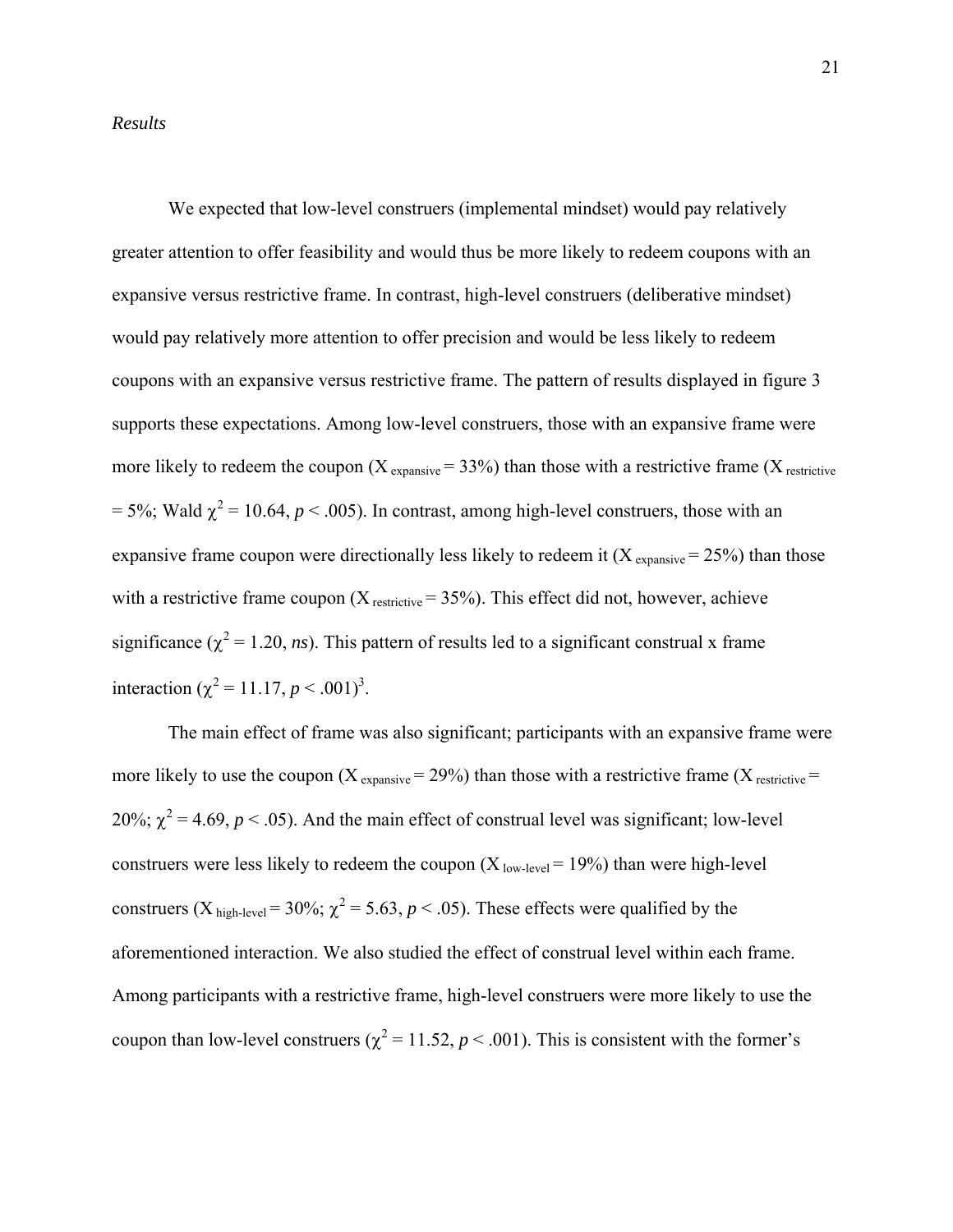*Results*

We expected that low-level construers (implemental mindset) would pay relatively greater attention to offer feasibility and would thus be more likely to redeem coupons with an expansive versus restrictive frame. In contrast, high-level construers (deliberative mindset) would pay relatively more attention to offer precision and would be less likely to redeem coupons with an expansive versus restrictive frame. The pattern of results displayed in figure 3 supports these expectations. Among low-level construers, those with an expansive frame were more likely to redeem the coupon ($X_{expansive} = 33\%$) than those with a restrictive frame ($X_{restrictive} = 5\%$; Wald $\chi^2 = 10.64$, $p < .005$). In contrast, among high-level construers, those with an expansive frame coupon were directionally less likely to redeem it ($X_{expansive} = 25\%$) than those with a restrictive frame coupon ($X_{restrictive} = 35\%$). This effect did not, however, achieve significance ($\chi^2 = 1.20$, *ns*). This pattern of results led to a significant construal x frame interaction ($\chi^2 = 11.17$, $p < .001$)[3].

The main effect of frame was also significant; participants with an expansive frame were more likely to use the coupon ($X_{expansive} = 29\%$) than those with a restrictive frame ($X_{restrictive} = 20\%$; $\chi^2 = 4.69$, $p < .05$). And the main effect of construal level was significant; low-level construers were less likely to redeem the coupon ($X_{low\text{-}level} = 19\%$) than were high-level construers ($X_{high\text{-}level} = 30\%$; $\chi^2 = 5.63$, $p < .05$). These effects were qualified by the aforementioned interaction. We also studied the effect of construal level within each frame. Among participants with a restrictive frame, high-level construers were more likely to use the coupon than low-level construers ($\chi^2 = 11.52$, $p < .001$). This is consistent with the former's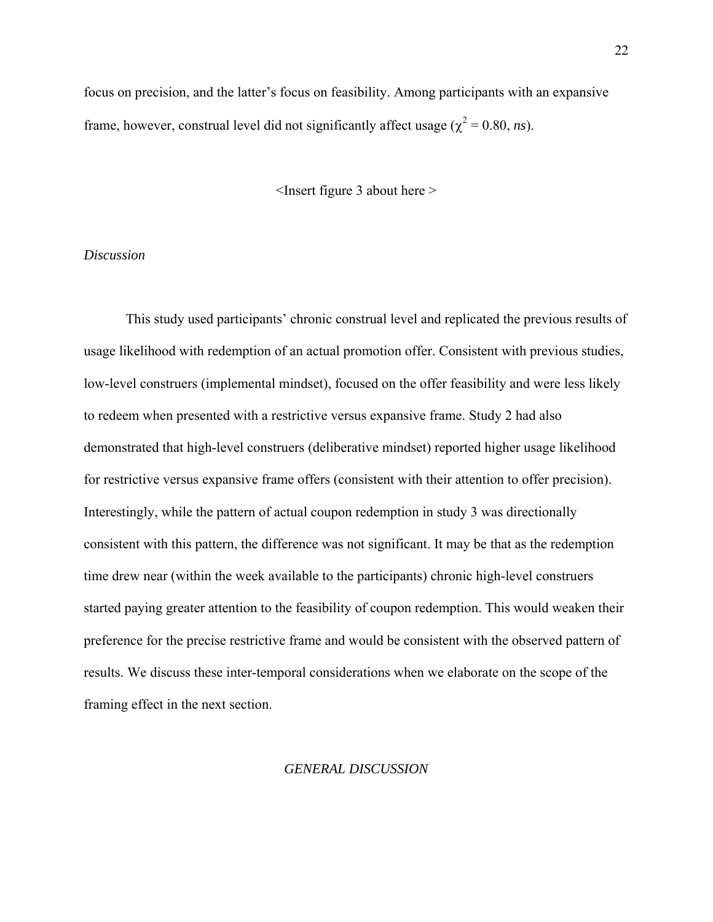focus on precision, and the latter's focus on feasibility. Among participants with an expansive frame, however, construal level did not significantly affect usage ($\chi^2 = 0.80$, *ns*).

<Insert figure 3 about here >

*Discussion*

This study used participants' chronic construal level and replicated the previous results of usage likelihood with redemption of an actual promotion offer. Consistent with previous studies, low-level construers (implemental mindset), focused on the offer feasibility and were less likely to redeem when presented with a restrictive versus expansive frame. Study 2 had also demonstrated that high-level construers (deliberative mindset) reported higher usage likelihood for restrictive versus expansive frame offers (consistent with their attention to offer precision). Interestingly, while the pattern of actual coupon redemption in study 3 was directionally consistent with this pattern, the difference was not significant. It may be that as the redemption time drew near (within the week available to the participants) chronic high-level construers started paying greater attention to the feasibility of coupon redemption. This would weaken their preference for the precise restrictive frame and would be consistent with the observed pattern of results. We discuss these inter-temporal considerations when we elaborate on the scope of the framing effect in the next section.

## *GENERAL DISCUSSION*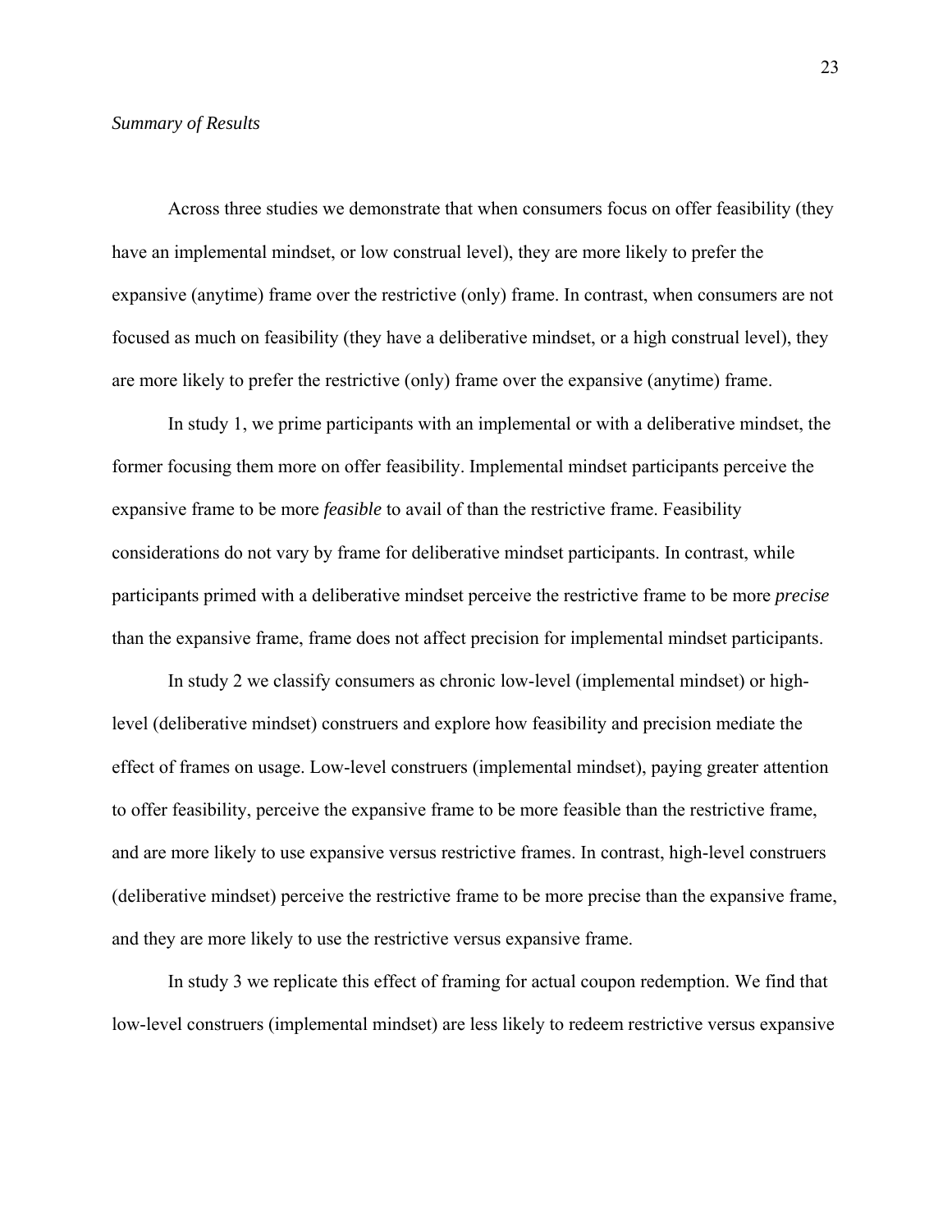*Summary of Results*

Across three studies we demonstrate that when consumers focus on offer feasibility (they have an implemental mindset, or low construal level), they are more likely to prefer the expansive (anytime) frame over the restrictive (only) frame. In contrast, when consumers are not focused as much on feasibility (they have a deliberative mindset, or a high construal level), they are more likely to prefer the restrictive (only) frame over the expansive (anytime) frame.

In study 1, we prime participants with an implemental or with a deliberative mindset, the former focusing them more on offer feasibility. Implemental mindset participants perceive the expansive frame to be more *feasible* to avail of than the restrictive frame. Feasibility considerations do not vary by frame for deliberative mindset participants. In contrast, while participants primed with a deliberative mindset perceive the restrictive frame to be more *precise* than the expansive frame, frame does not affect precision for implemental mindset participants.

In study 2 we classify consumers as chronic low-level (implemental mindset) or high-level (deliberative mindset) construers and explore how feasibility and precision mediate the effect of frames on usage. Low-level construers (implemental mindset), paying greater attention to offer feasibility, perceive the expansive frame to be more feasible than the restrictive frame, and are more likely to use expansive versus restrictive frames. In contrast, high-level construers (deliberative mindset) perceive the restrictive frame to be more precise than the expansive frame, and they are more likely to use the restrictive versus expansive frame.

In study 3 we replicate this effect of framing for actual coupon redemption. We find that low-level construers (implemental mindset) are less likely to redeem restrictive versus expansive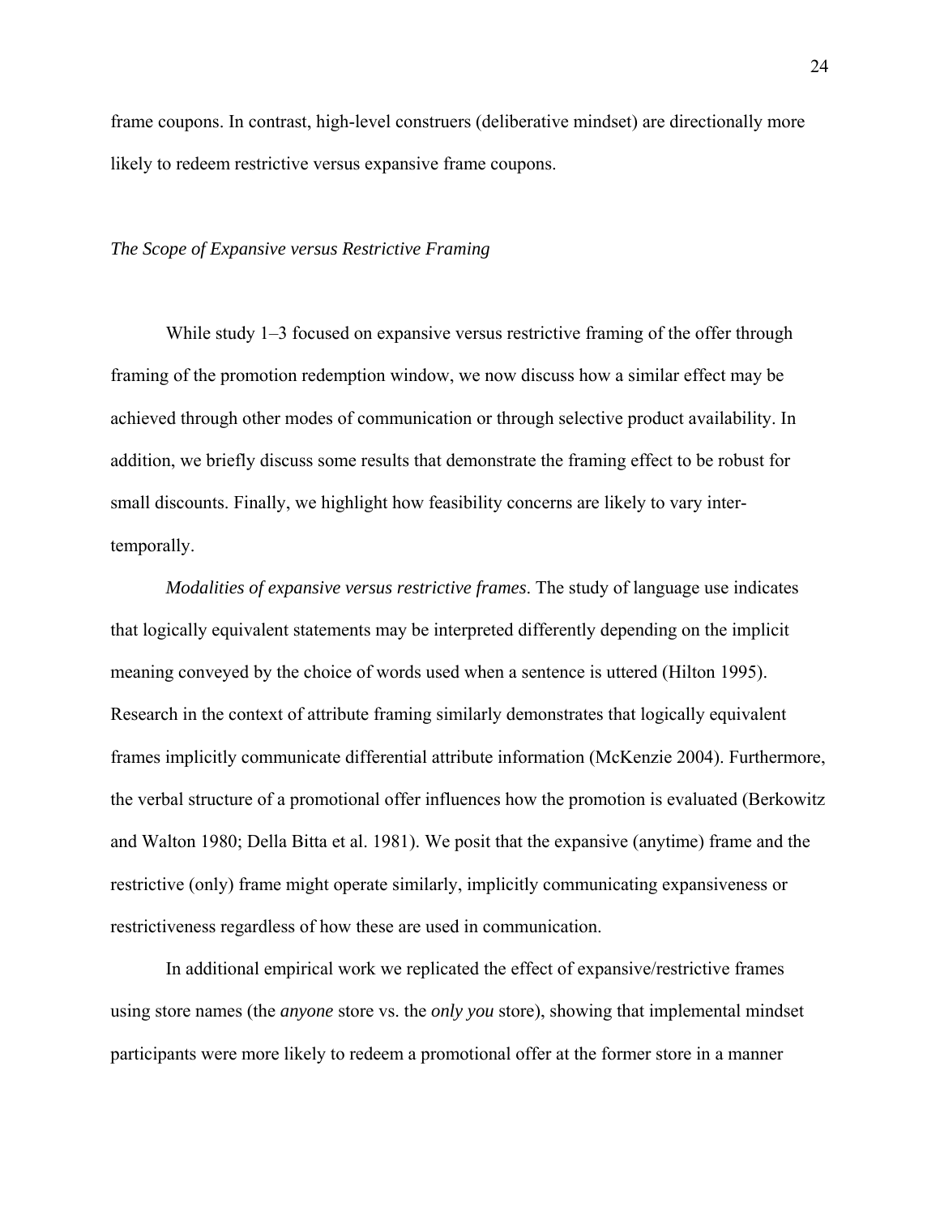frame coupons. In contrast, high-level construers (deliberative mindset) are directionally more likely to redeem restrictive versus expansive frame coupons.

### *The Scope of Expansive versus Restrictive Framing*

While study 1–3 focused on expansive versus restrictive framing of the offer through framing of the promotion redemption window, we now discuss how a similar effect may be achieved through other modes of communication or through selective product availability. In addition, we briefly discuss some results that demonstrate the framing effect to be robust for small discounts. Finally, we highlight how feasibility concerns are likely to vary inter-temporally.

*Modalities of expansive versus restrictive frames*. The study of language use indicates that logically equivalent statements may be interpreted differently depending on the implicit meaning conveyed by the choice of words used when a sentence is uttered (Hilton 1995). Research in the context of attribute framing similarly demonstrates that logically equivalent frames implicitly communicate differential attribute information (McKenzie 2004). Furthermore, the verbal structure of a promotional offer influences how the promotion is evaluated (Berkowitz and Walton 1980; Della Bitta et al. 1981). We posit that the expansive (anytime) frame and the restrictive (only) frame might operate similarly, implicitly communicating expansiveness or restrictiveness regardless of how these are used in communication.

In additional empirical work we replicated the effect of expansive/restrictive frames using store names (the *anyone* store vs. the *only you* store), showing that implemental mindset participants were more likely to redeem a promotional offer at the former store in a manner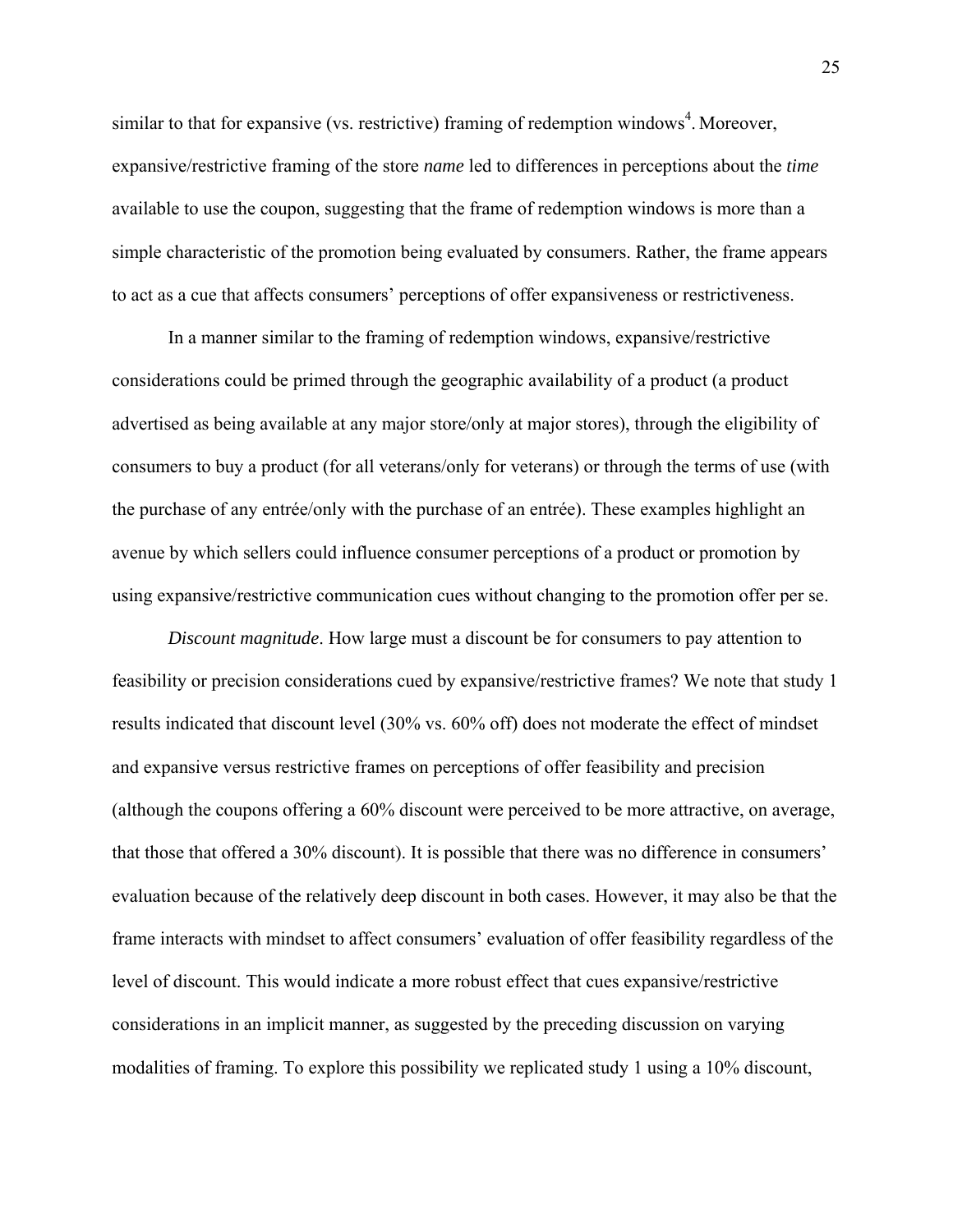similar to that for expansive (vs. restrictive) framing of redemption windows[4]. Moreover, expansive/restrictive framing of the store *name* led to differences in perceptions about the *time* available to use the coupon, suggesting that the frame of redemption windows is more than a simple characteristic of the promotion being evaluated by consumers. Rather, the frame appears to act as a cue that affects consumers' perceptions of offer expansiveness or restrictiveness.

In a manner similar to the framing of redemption windows, expansive/restrictive considerations could be primed through the geographic availability of a product (a product advertised as being available at any major store/only at major stores), through the eligibility of consumers to buy a product (for all veterans/only for veterans) or through the terms of use (with the purchase of any entrée/only with the purchase of an entrée). These examples highlight an avenue by which sellers could influence consumer perceptions of a product or promotion by using expansive/restrictive communication cues without changing to the promotion offer per se.

*Discount magnitude*. How large must a discount be for consumers to pay attention to feasibility or precision considerations cued by expansive/restrictive frames? We note that study 1 results indicated that discount level (30% vs. 60% off) does not moderate the effect of mindset and expansive versus restrictive frames on perceptions of offer feasibility and precision (although the coupons offering a 60% discount were perceived to be more attractive, on average, that those that offered a 30% discount). It is possible that there was no difference in consumers' evaluation because of the relatively deep discount in both cases. However, it may also be that the frame interacts with mindset to affect consumers' evaluation of offer feasibility regardless of the level of discount. This would indicate a more robust effect that cues expansive/restrictive considerations in an implicit manner, as suggested by the preceding discussion on varying modalities of framing. To explore this possibility we replicated study 1 using a 10% discount,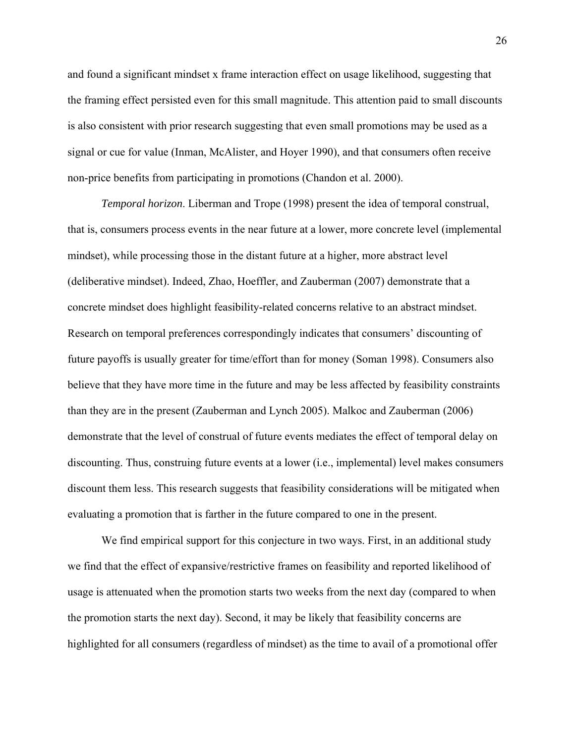and found a significant mindset x frame interaction effect on usage likelihood, suggesting that the framing effect persisted even for this small magnitude. This attention paid to small discounts is also consistent with prior research suggesting that even small promotions may be used as a signal or cue for value (Inman, McAlister, and Hoyer 1990), and that consumers often receive non-price benefits from participating in promotions (Chandon et al. 2000).

*Temporal horizon*. Liberman and Trope (1998) present the idea of temporal construal, that is, consumers process events in the near future at a lower, more concrete level (implemental mindset), while processing those in the distant future at a higher, more abstract level (deliberative mindset). Indeed, Zhao, Hoeffler, and Zauberman (2007) demonstrate that a concrete mindset does highlight feasibility-related concerns relative to an abstract mindset. Research on temporal preferences correspondingly indicates that consumers' discounting of future payoffs is usually greater for time/effort than for money (Soman 1998). Consumers also believe that they have more time in the future and may be less affected by feasibility constraints than they are in the present (Zauberman and Lynch 2005). Malkoc and Zauberman (2006) demonstrate that the level of construal of future events mediates the effect of temporal delay on discounting. Thus, construing future events at a lower (i.e., implemental) level makes consumers discount them less. This research suggests that feasibility considerations will be mitigated when evaluating a promotion that is farther in the future compared to one in the present.

We find empirical support for this conjecture in two ways. First, in an additional study we find that the effect of expansive/restrictive frames on feasibility and reported likelihood of usage is attenuated when the promotion starts two weeks from the next day (compared to when the promotion starts the next day). Second, it may be likely that feasibility concerns are highlighted for all consumers (regardless of mindset) as the time to avail of a promotional offer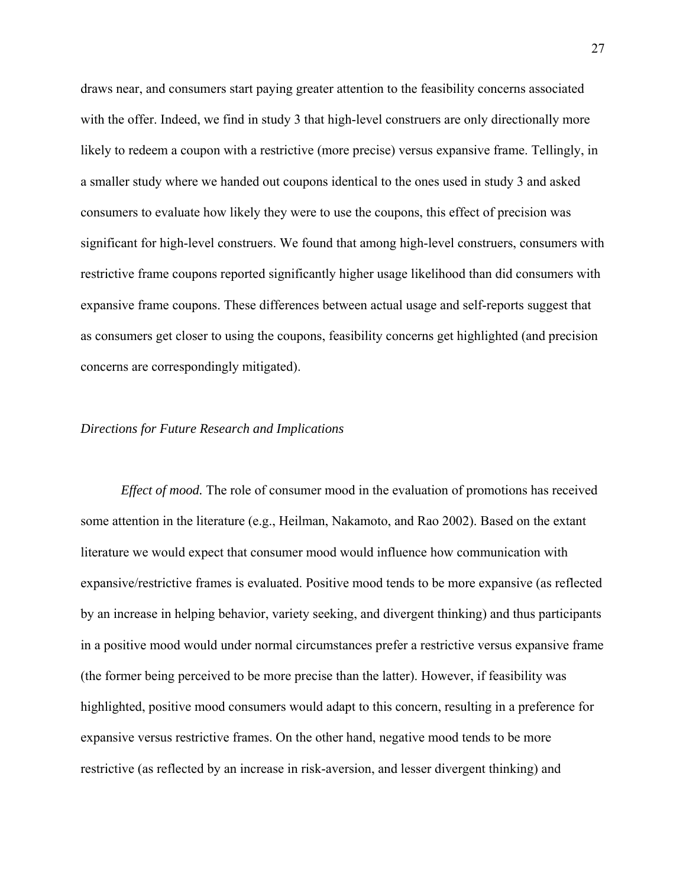draws near, and consumers start paying greater attention to the feasibility concerns associated with the offer. Indeed, we find in study 3 that high-level construers are only directionally more likely to redeem a coupon with a restrictive (more precise) versus expansive frame. Tellingly, in a smaller study where we handed out coupons identical to the ones used in study 3 and asked consumers to evaluate how likely they were to use the coupons, this effect of precision was significant for high-level construers. We found that among high-level construers, consumers with restrictive frame coupons reported significantly higher usage likelihood than did consumers with expansive frame coupons. These differences between actual usage and self-reports suggest that as consumers get closer to using the coupons, feasibility concerns get highlighted (and precision concerns are correspondingly mitigated).

### *Directions for Future Research and Implications*

*Effect of mood.* The role of consumer mood in the evaluation of promotions has received some attention in the literature (e.g., Heilman, Nakamoto, and Rao 2002). Based on the extant literature we would expect that consumer mood would influence how communication with expansive/restrictive frames is evaluated. Positive mood tends to be more expansive (as reflected by an increase in helping behavior, variety seeking, and divergent thinking) and thus participants in a positive mood would under normal circumstances prefer a restrictive versus expansive frame (the former being perceived to be more precise than the latter). However, if feasibility was highlighted, positive mood consumers would adapt to this concern, resulting in a preference for expansive versus restrictive frames. On the other hand, negative mood tends to be more restrictive (as reflected by an increase in risk-aversion, and lesser divergent thinking) and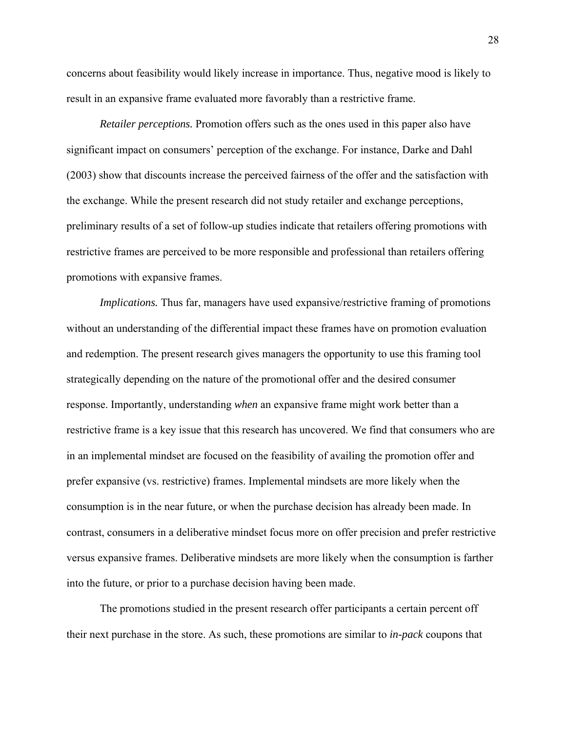concerns about feasibility would likely increase in importance. Thus, negative mood is likely to result in an expansive frame evaluated more favorably than a restrictive frame.

*Retailer perceptions.* Promotion offers such as the ones used in this paper also have significant impact on consumers' perception of the exchange. For instance, Darke and Dahl (2003) show that discounts increase the perceived fairness of the offer and the satisfaction with the exchange. While the present research did not study retailer and exchange perceptions, preliminary results of a set of follow-up studies indicate that retailers offering promotions with restrictive frames are perceived to be more responsible and professional than retailers offering promotions with expansive frames.

*Implications.* Thus far, managers have used expansive/restrictive framing of promotions without an understanding of the differential impact these frames have on promotion evaluation and redemption. The present research gives managers the opportunity to use this framing tool strategically depending on the nature of the promotional offer and the desired consumer response. Importantly, understanding *when* an expansive frame might work better than a restrictive frame is a key issue that this research has uncovered. We find that consumers who are in an implemental mindset are focused on the feasibility of availing the promotion offer and prefer expansive (vs. restrictive) frames. Implemental mindsets are more likely when the consumption is in the near future, or when the purchase decision has already been made. In contrast, consumers in a deliberative mindset focus more on offer precision and prefer restrictive versus expansive frames. Deliberative mindsets are more likely when the consumption is farther into the future, or prior to a purchase decision having been made.

The promotions studied in the present research offer participants a certain percent off their next purchase in the store. As such, these promotions are similar to *in-pack* coupons that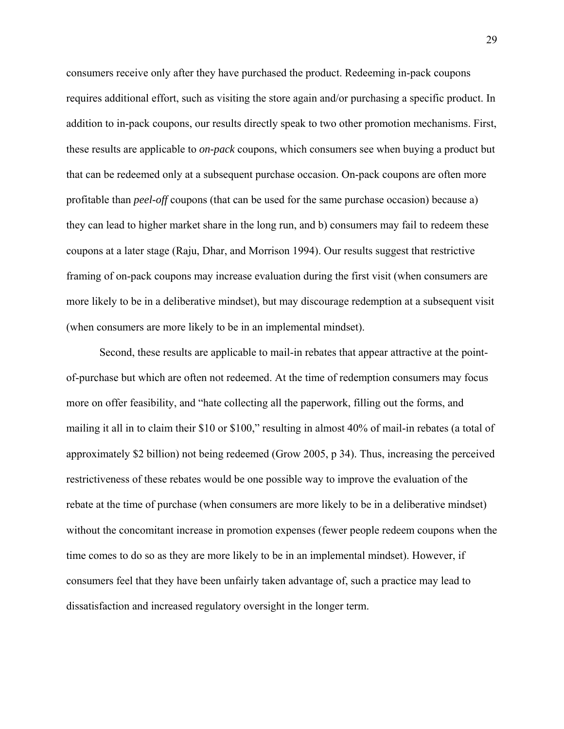consumers receive only after they have purchased the product. Redeeming in-pack coupons requires additional effort, such as visiting the store again and/or purchasing a specific product. In addition to in-pack coupons, our results directly speak to two other promotion mechanisms. First, these results are applicable to *on-pack* coupons, which consumers see when buying a product but that can be redeemed only at a subsequent purchase occasion. On-pack coupons are often more profitable than *peel-off* coupons (that can be used for the same purchase occasion) because a) they can lead to higher market share in the long run, and b) consumers may fail to redeem these coupons at a later stage (Raju, Dhar, and Morrison 1994). Our results suggest that restrictive framing of on-pack coupons may increase evaluation during the first visit (when consumers are more likely to be in a deliberative mindset), but may discourage redemption at a subsequent visit (when consumers are more likely to be in an implemental mindset).

Second, these results are applicable to mail-in rebates that appear attractive at the point-of-purchase but which are often not redeemed. At the time of redemption consumers may focus more on offer feasibility, and "hate collecting all the paperwork, filling out the forms, and mailing it all in to claim their $10 or $100," resulting in almost 40% of mail-in rebates (a total of approximately $2 billion) not being redeemed (Grow 2005, p 34). Thus, increasing the perceived restrictiveness of these rebates would be one possible way to improve the evaluation of the rebate at the time of purchase (when consumers are more likely to be in a deliberative mindset) without the concomitant increase in promotion expenses (fewer people redeem coupons when the time comes to do so as they are more likely to be in an implemental mindset). However, if consumers feel that they have been unfairly taken advantage of, such a practice may lead to dissatisfaction and increased regulatory oversight in the longer term.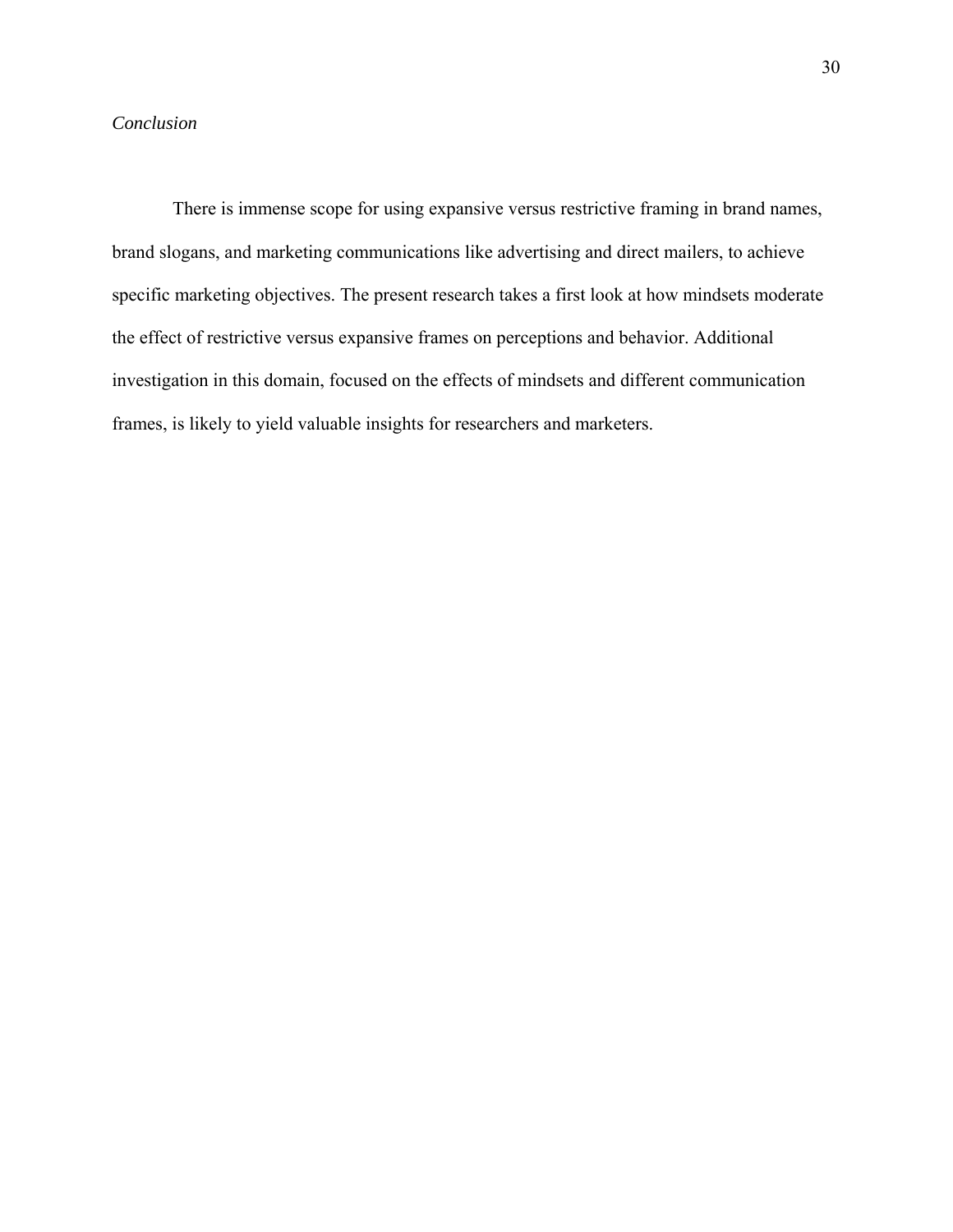*Conclusion*

There is immense scope for using expansive versus restrictive framing in brand names, brand slogans, and marketing communications like advertising and direct mailers, to achieve specific marketing objectives. The present research takes a first look at how mindsets moderate the effect of restrictive versus expansive frames on perceptions and behavior. Additional investigation in this domain, focused on the effects of mindsets and different communication frames, is likely to yield valuable insights for researchers and marketers.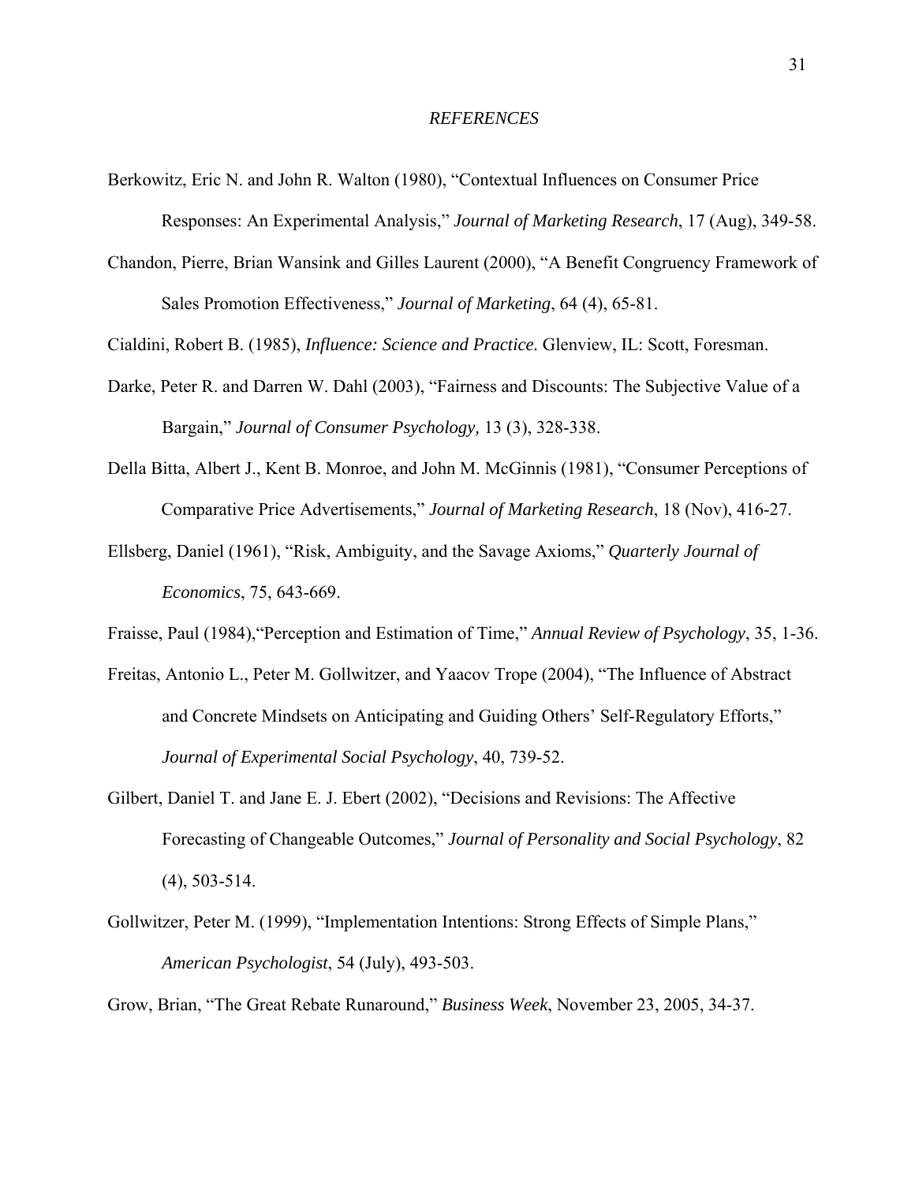## *REFERENCES*

Berkowitz, Eric N. and John R. Walton (1980), "Contextual Influences on Consumer Price Responses: An Experimental Analysis," *Journal of Marketing Research*, 17 (Aug), 349-58.

Chandon, Pierre, Brian Wansink and Gilles Laurent (2000), "A Benefit Congruency Framework of Sales Promotion Effectiveness," *Journal of Marketing*, 64 (4), 65-81.

Cialdini, Robert B. (1985), *Influence: Science and Practice.* Glenview, IL: Scott, Foresman.

Darke, Peter R. and Darren W. Dahl (2003), "Fairness and Discounts: The Subjective Value of a Bargain," *Journal of Consumer Psychology,* 13 (3), 328-338.

Della Bitta, Albert J., Kent B. Monroe, and John M. McGinnis (1981), "Consumer Perceptions of Comparative Price Advertisements," *Journal of Marketing Research*, 18 (Nov), 416-27.

Ellsberg, Daniel (1961), "Risk, Ambiguity, and the Savage Axioms," *Quarterly Journal of Economics*, 75, 643-669.

Fraisse, Paul (1984),"Perception and Estimation of Time," *Annual Review of Psychology*, 35, 1-36.

Freitas, Antonio L., Peter M. Gollwitzer, and Yaacov Trope (2004), "The Influence of Abstract and Concrete Mindsets on Anticipating and Guiding Others' Self-Regulatory Efforts," *Journal of Experimental Social Psychology*, 40, 739-52.

Gilbert, Daniel T. and Jane E. J. Ebert (2002), "Decisions and Revisions: The Affective Forecasting of Changeable Outcomes," *Journal of Personality and Social Psychology*, 82 (4), 503-514.

Gollwitzer, Peter M. (1999), "Implementation Intentions: Strong Effects of Simple Plans," *American Psychologist*, 54 (July), 493-503.

Grow, Brian, "The Great Rebate Runaround," *Business Week*, November 23, 2005, 34-37.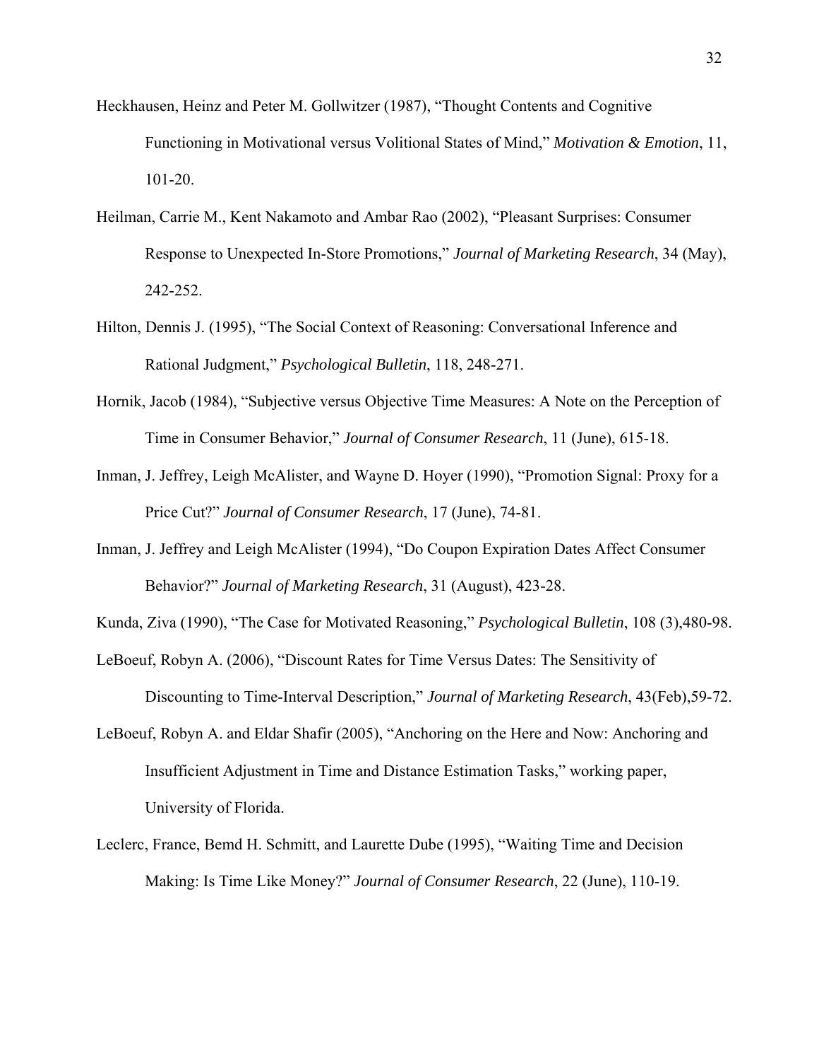Heckhausen, Heinz and Peter M. Gollwitzer (1987), "Thought Contents and Cognitive Functioning in Motivational versus Volitional States of Mind," *Motivation & Emotion*, 11, 101-20.

Heilman, Carrie M., Kent Nakamoto and Ambar Rao (2002), "Pleasant Surprises: Consumer Response to Unexpected In-Store Promotions," *Journal of Marketing Research*, 34 (May), 242-252.

Hilton, Dennis J. (1995), "The Social Context of Reasoning: Conversational Inference and Rational Judgment," *Psychological Bulletin*, 118, 248-271.

Hornik, Jacob (1984), "Subjective versus Objective Time Measures: A Note on the Perception of Time in Consumer Behavior," *Journal of Consumer Research*, 11 (June), 615-18.

Inman, J. Jeffrey, Leigh McAlister, and Wayne D. Hoyer (1990), "Promotion Signal: Proxy for a Price Cut?" *Journal of Consumer Research*, 17 (June), 74-81.

Inman, J. Jeffrey and Leigh McAlister (1994), "Do Coupon Expiration Dates Affect Consumer Behavior?" *Journal of Marketing Research*, 31 (August), 423-28.

Kunda, Ziva (1990), "The Case for Motivated Reasoning," *Psychological Bulletin*, 108 (3),480-98.

LeBoeuf, Robyn A. (2006), "Discount Rates for Time Versus Dates: The Sensitivity of Discounting to Time-Interval Description," *Journal of Marketing Research*, 43(Feb),59-72.

LeBoeuf, Robyn A. and Eldar Shafir (2005), "Anchoring on the Here and Now: Anchoring and Insufficient Adjustment in Time and Distance Estimation Tasks," working paper, University of Florida.

Leclerc, France, Bemd H. Schmitt, and Laurette Dube (1995), "Waiting Time and Decision Making: Is Time Like Money?" *Journal of Consumer Research*, 22 (June), 110-19.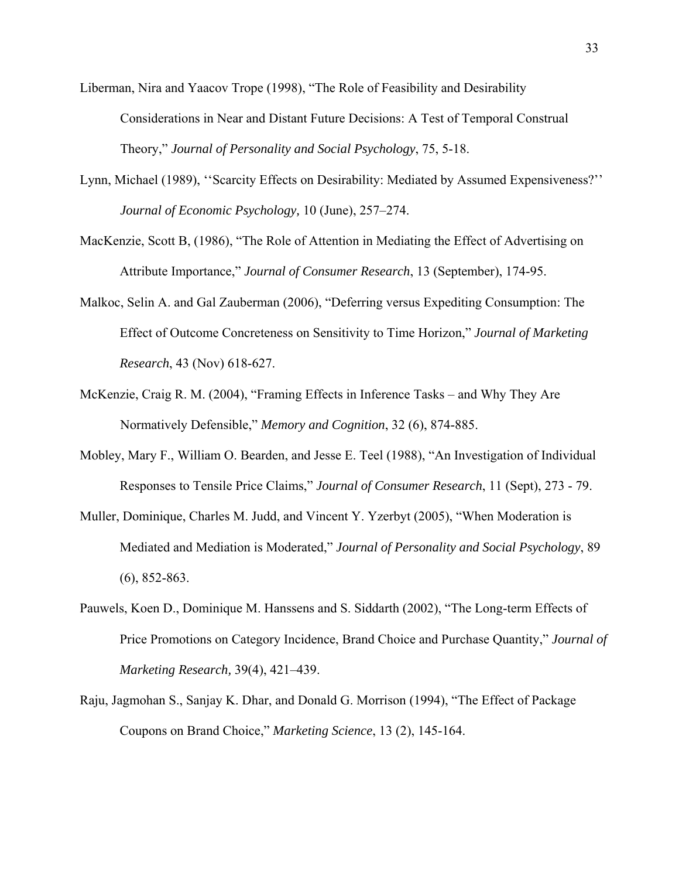Liberman, Nira and Yaacov Trope (1998), "The Role of Feasibility and Desirability Considerations in Near and Distant Future Decisions: A Test of Temporal Construal Theory," *Journal of Personality and Social Psychology*, 75, 5-18.

Lynn, Michael (1989), ''Scarcity Effects on Desirability: Mediated by Assumed Expensiveness?'' *Journal of Economic Psychology,* 10 (June), 257–274.

MacKenzie, Scott B, (1986), "The Role of Attention in Mediating the Effect of Advertising on Attribute Importance," *Journal of Consumer Research*, 13 (September), 174-95.

Malkoc, Selin A. and Gal Zauberman (2006), "Deferring versus Expediting Consumption: The Effect of Outcome Concreteness on Sensitivity to Time Horizon," *Journal of Marketing Research*, 43 (Nov) 618-627.

McKenzie, Craig R. M. (2004), "Framing Effects in Inference Tasks – and Why They Are Normatively Defensible," *Memory and Cognition*, 32 (6), 874-885.

Mobley, Mary F., William O. Bearden, and Jesse E. Teel (1988), "An Investigation of Individual Responses to Tensile Price Claims," *Journal of Consumer Research*, 11 (Sept), 273 - 79.

Muller, Dominique, Charles M. Judd, and Vincent Y. Yzerbyt (2005), "When Moderation is Mediated and Mediation is Moderated," *Journal of Personality and Social Psychology*, 89 (6), 852-863.

Pauwels, Koen D., Dominique M. Hanssens and S. Siddarth (2002), "The Long-term Effects of Price Promotions on Category Incidence, Brand Choice and Purchase Quantity," *Journal of Marketing Research,* 39(4), 421–439.

Raju, Jagmohan S., Sanjay K. Dhar, and Donald G. Morrison (1994), "The Effect of Package Coupons on Brand Choice," *Marketing Science*, 13 (2), 145-164.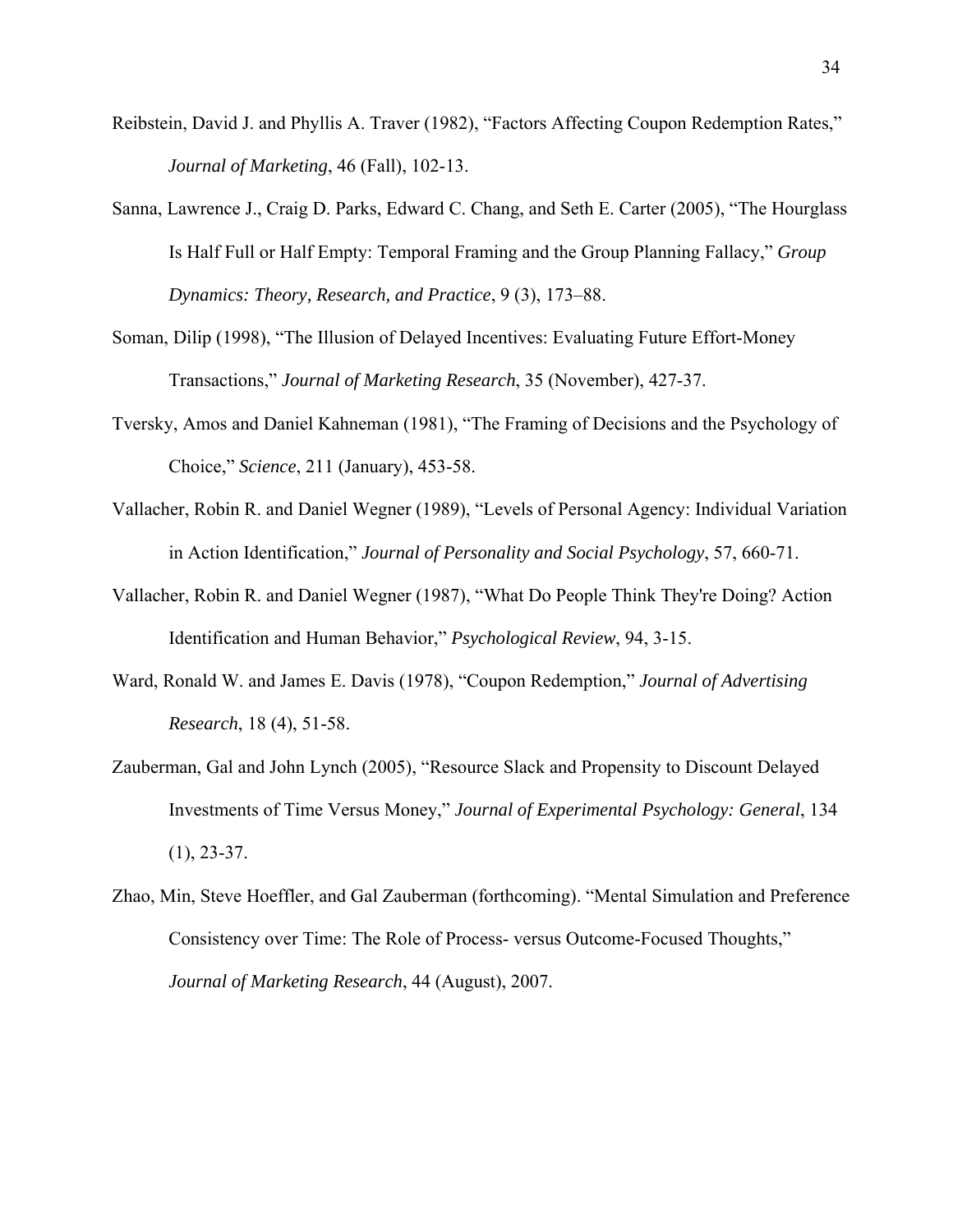Reibstein, David J. and Phyllis A. Traver (1982), "Factors Affecting Coupon Redemption Rates," *Journal of Marketing*, 46 (Fall), 102-13.

Sanna, Lawrence J., Craig D. Parks, Edward C. Chang, and Seth E. Carter (2005), "The Hourglass Is Half Full or Half Empty: Temporal Framing and the Group Planning Fallacy," *Group Dynamics: Theory, Research, and Practice*, 9 (3), 173–88.

Soman, Dilip (1998), "The Illusion of Delayed Incentives: Evaluating Future Effort-Money Transactions," *Journal of Marketing Research*, 35 (November), 427-37.

Tversky, Amos and Daniel Kahneman (1981), "The Framing of Decisions and the Psychology of Choice," *Science*, 211 (January), 453-58.

Vallacher, Robin R. and Daniel Wegner (1989), "Levels of Personal Agency: Individual Variation in Action Identification," *Journal of Personality and Social Psychology*, 57, 660-71.

Vallacher, Robin R. and Daniel Wegner (1987), "What Do People Think They're Doing? Action Identification and Human Behavior," *Psychological Review*, 94, 3-15.

Ward, Ronald W. and James E. Davis (1978), "Coupon Redemption," *Journal of Advertising Research*, 18 (4), 51-58.

Zauberman, Gal and John Lynch (2005), "Resource Slack and Propensity to Discount Delayed Investments of Time Versus Money," *Journal of Experimental Psychology: General*, 134 (1), 23-37.

Zhao, Min, Steve Hoeffler, and Gal Zauberman (forthcoming). "Mental Simulation and Preference Consistency over Time: The Role of Process- versus Outcome-Focused Thoughts," *Journal of Marketing Research*, 44 (August), 2007.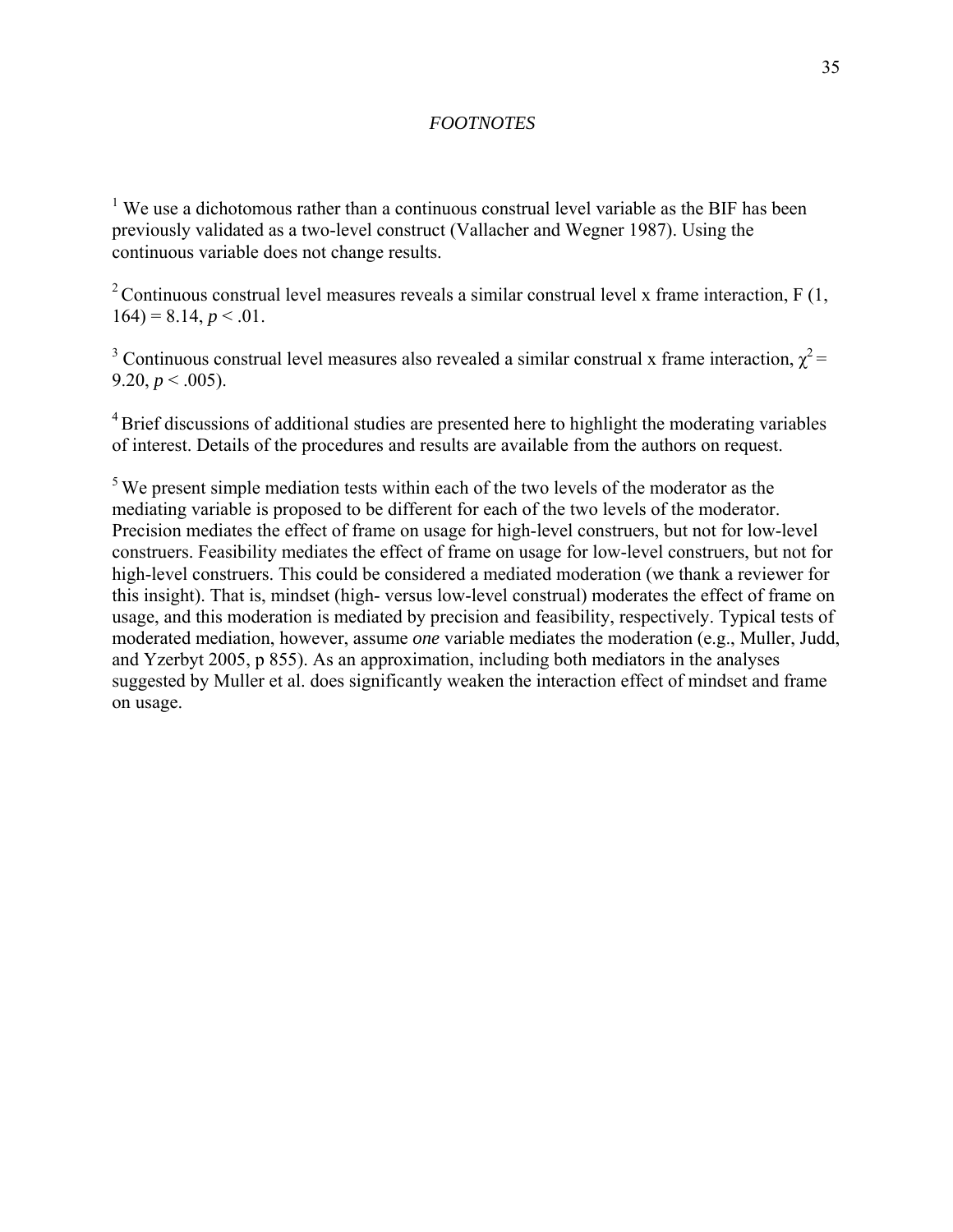*FOOTNOTES*

[1] We use a dichotomous rather than a continuous construal level variable as the BIF has been previously validated as a two-level construct (Vallacher and Wegner 1987). Using the continuous variable does not change results.

[2] Continuous construal level measures reveals a similar construal level x frame interaction, $F(1, 164) = 8.14$, $p < .01$.

[3] Continuous construal level measures also revealed a similar construal x frame interaction, $\chi^2 = 9.20$, $p < .005$).

[4] Brief discussions of additional studies are presented here to highlight the moderating variables of interest. Details of the procedures and results are available from the authors on request.

[5] We present simple mediation tests within each of the two levels of the moderator as the mediating variable is proposed to be different for each of the two levels of the moderator. Precision mediates the effect of frame on usage for high-level construers, but not for low-level construers. Feasibility mediates the effect of frame on usage for low-level construers, but not for high-level construers. This could be considered a mediated moderation (we thank a reviewer for this insight). That is, mindset (high- versus low-level construal) moderates the effect of frame on usage, and this moderation is mediated by precision and feasibility, respectively. Typical tests of moderated mediation, however, assume *one* variable mediates the moderation (e.g., Muller, Judd, and Yzerbyt 2005, p 855). As an approximation, including both mediators in the analyses suggested by Muller et al. does significantly weaken the interaction effect of mindset and frame on usage.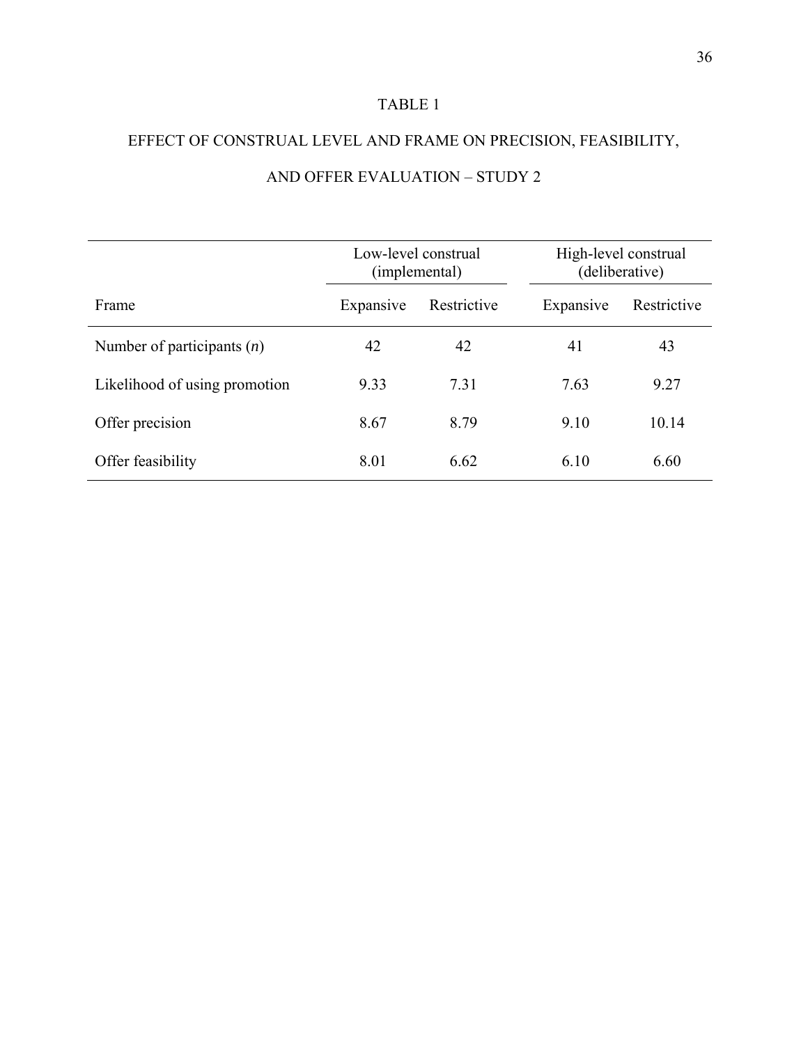TABLE 1

EFFECT OF CONSTRUAL LEVEL AND FRAME ON PRECISION, FEASIBILITY, AND OFFER EVALUATION – STUDY 2

| | Low-level construal (implemental) | | High-level construal (deliberative) | |
|---|---|---|---|---|
| Frame | Expansive | Restrictive | Expansive | Restrictive |
| Number of participants (*n*) | 42 | 42 | 41 | 43 |
| Likelihood of using promotion | 9.33 | 7.31 | 7.63 | 9.27 |
| Offer precision | 8.67 | 8.79 | 9.10 | 10.14 |
| Offer feasibility | 8.01 | 6.62 | 6.10 | 6.60 |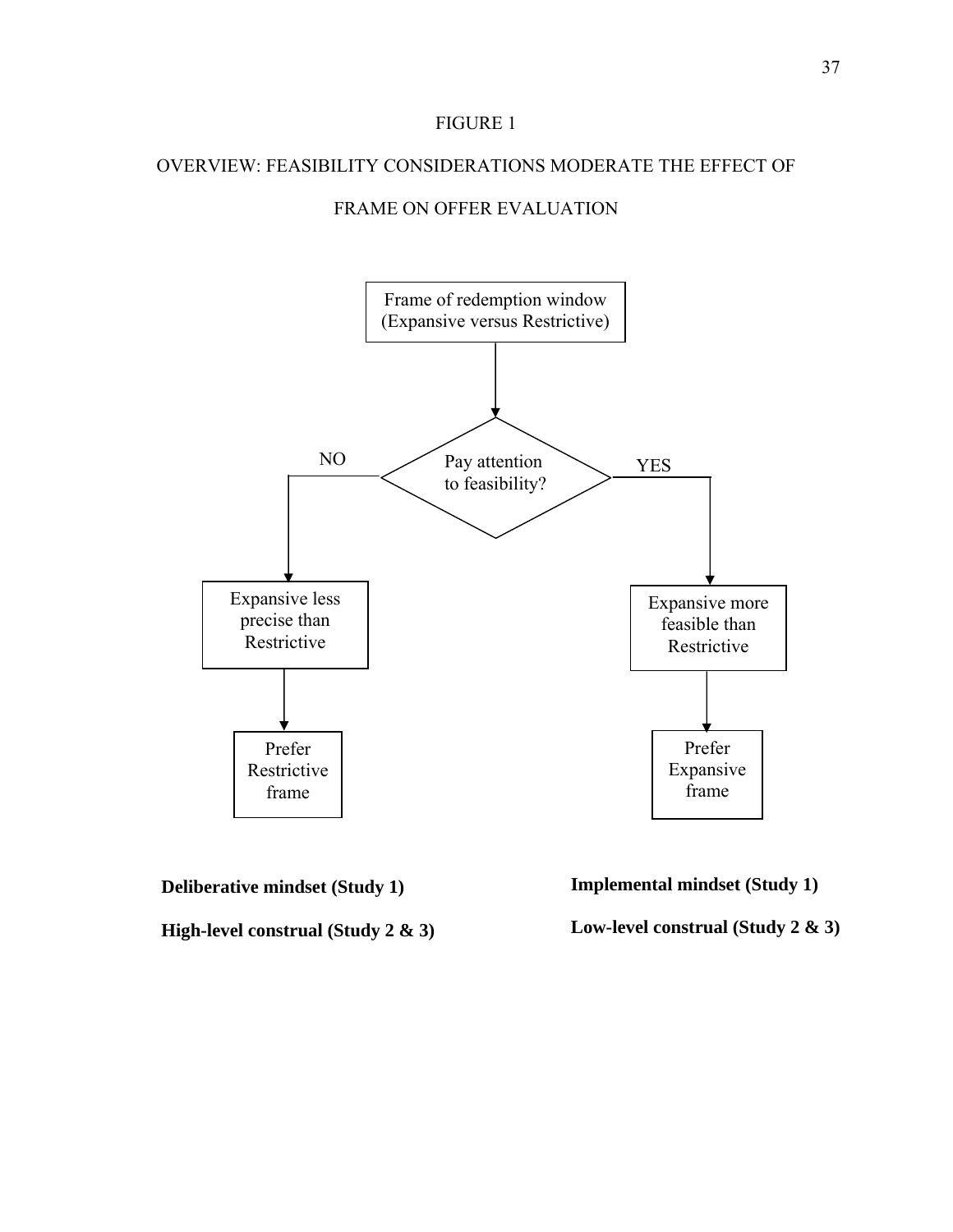FIGURE 1

OVERVIEW: FEASIBILITY CONSIDERATIONS MODERATE THE EFFECT OF FRAME ON OFFER EVALUATION

Frame of redemption window (Expansive versus Restrictive)

Pay attention to feasibility?

NO

YES

Expansive less precise than Restrictive

Expansive more feasible than Restrictive

Prefer Restrictive frame

Prefer Expansive frame

**Deliberative mindset (Study 1)**

**High-level construal (Study 2 & 3)**

**Implemental mindset (Study 1)**

**Low-level construal (Study 2 & 3)**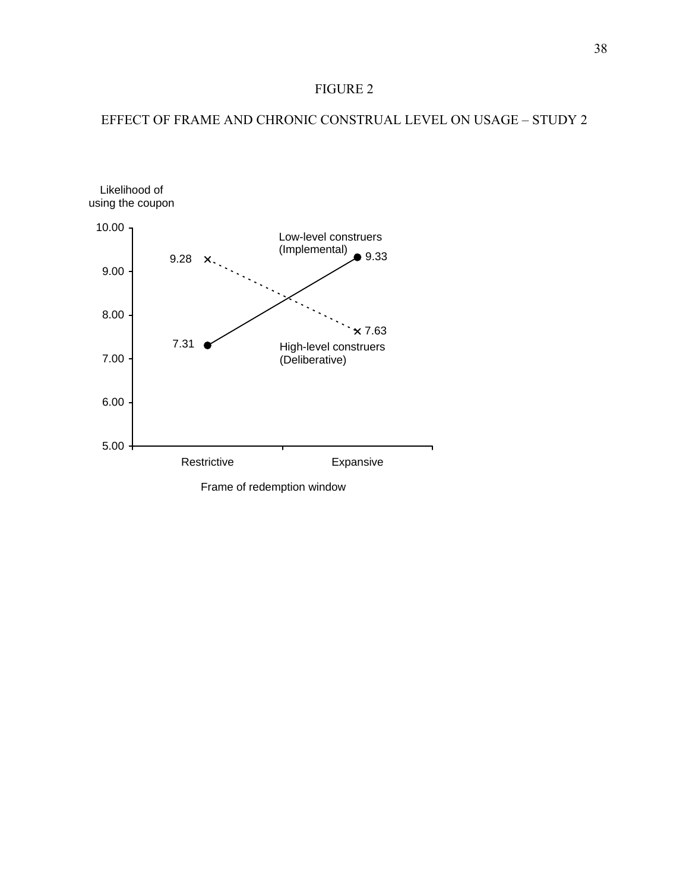FIGURE 2

EFFECT OF FRAME AND CHRONIC CONSTRUAL LEVEL ON USAGE – STUDY 2

Likelihood of using the coupon

| Frame of redemption window | Restrictive | Expansive |
| --- | --- | --- |
| Low-level construers (Implemental) | 7.31 | 9.33 |
| High-level construers (Deliberative) | 9.28 | 7.63 |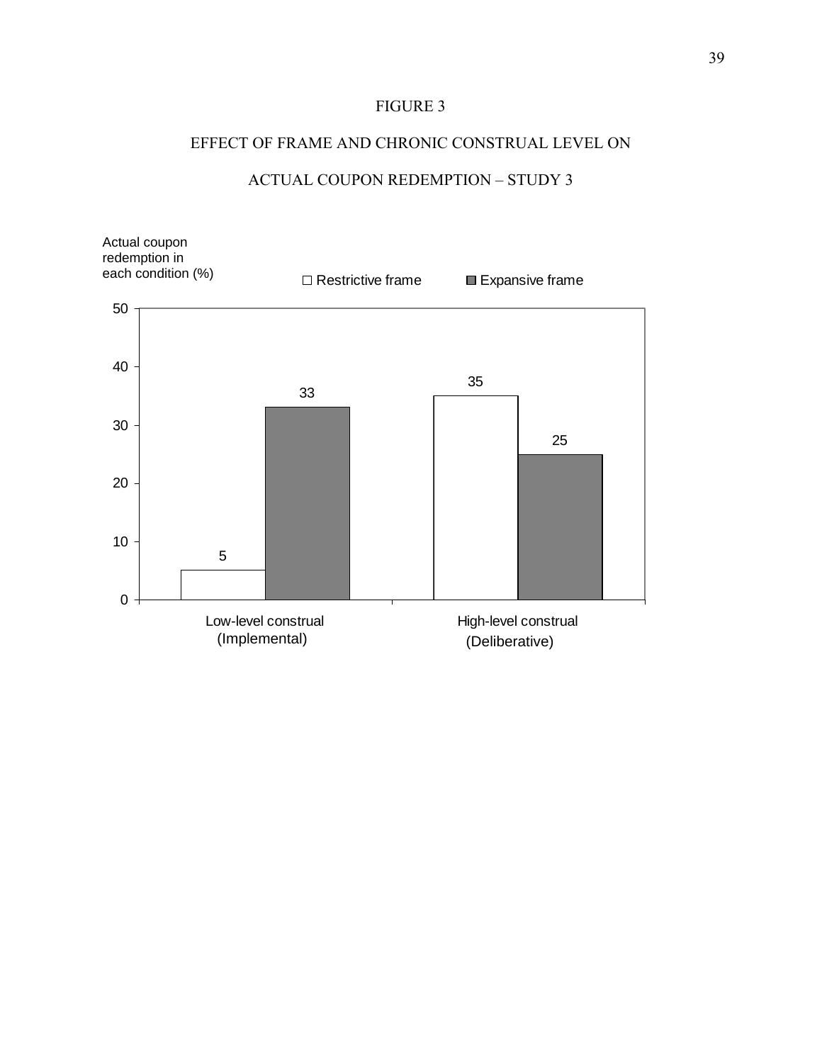FIGURE 3

EFFECT OF FRAME AND CHRONIC CONSTRUAL LEVEL ON

ACTUAL COUPON REDEMPTION – STUDY 3

| Actual coupon redemption in each condition (%) | Restrictive frame | Expansive frame |
|---|---|---|
| Low-level construal (Implemental) | 5 | 33 |
| High-level construal (Deliberative) | 35 | 25 |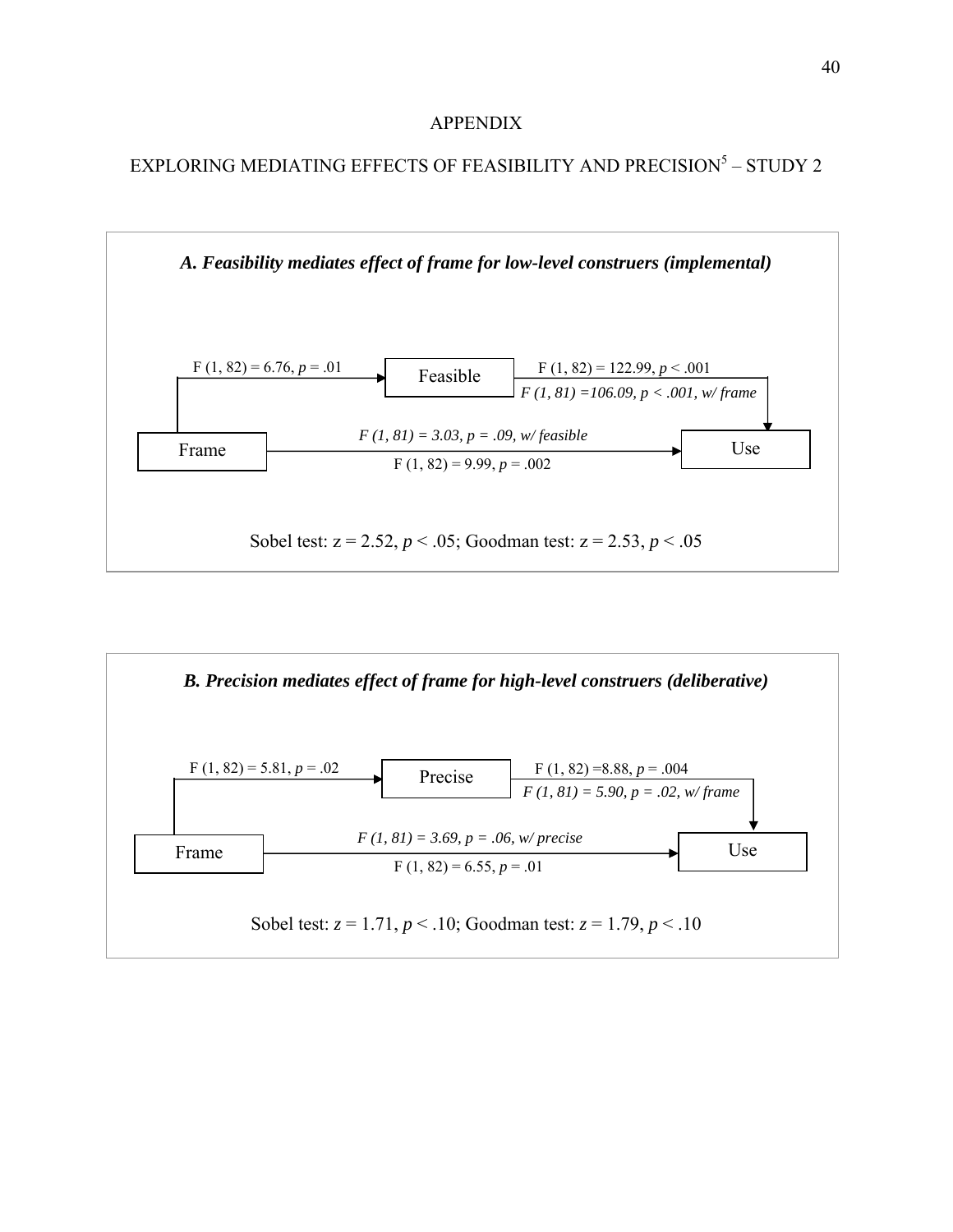APPENDIX

EXPLORING MEDIATING EFFECTS OF FEASIBILITY AND PRECISION[5] – STUDY 2

***A. Feasibility mediates effect of frame for low-level construers (implemental)***

Feasible

Frame

Use

$F$ (1, 82) = 6.76, $p$ = .01

$F$ (1, 82) = 122.99, $p$ < .001

*F (1, 81) =106.09, p < .001, w/ frame*

*F (1, 81) = 3.03, p = .09, w/ feasible*

$F$ (1, 82) = 9.99, $p$ = .002

Sobel test: z = 2.52, $p$ < .05; Goodman test: z = 2.53, $p$ < .05

***B. Precision mediates effect of frame for high-level construers (deliberative)***

Precise

Frame

Use

$F$ (1, 82) = 5.81, $p$ = .02

$F$ (1, 82) =8.88, $p$ = .004

*F (1, 81) = 5.90, p = .02, w/ frame*

*F (1, 81) = 3.69, p = .06, w/ precise*

$F$ (1, 82) = 6.55, $p$ = .01

Sobel test: $z$ = 1.71, $p$ < .10; Goodman test: $z$ = 1.79, $p$ < .10